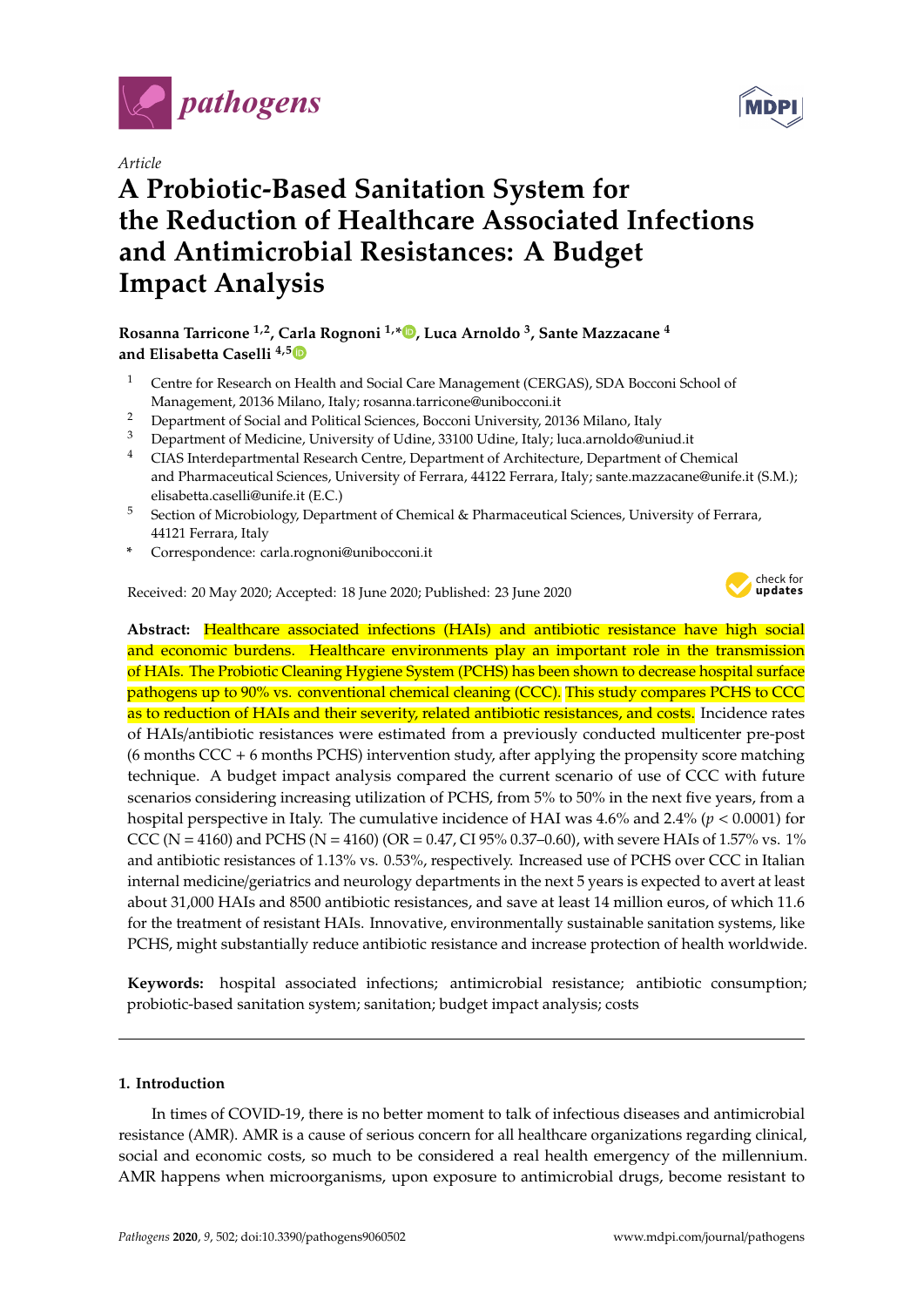*Article*

# A Probiotic-Based Sanitation System for the Reduction of Healthcare Associated Infections and Antimicrobial Resistances: A Budget Impact Analysis

**Rosanna Tarricone [1,2], Carla Rognoni [1,*], Luca Arnoldo [3], Sante Mazzacane [4] and Elisabetta Caselli [4,5]**

1. Centre for Research on Health and Social Care Management (CERGAS), SDA Bocconi School of Management, 20136 Milano, Italy; rosanna.tarricone@unibocconi.it
2. Department of Social and Political Sciences, Bocconi University, 20136 Milano, Italy
3. Department of Medicine, University of Udine, 33100 Udine, Italy; luca.arnoldo@uniud.it
4. CIAS Interdepartmental Research Centre, Department of Architecture, Department of Chemical and Pharmaceutical Sciences, University of Ferrara, 44122 Ferrara, Italy; sante.mazzacane@unife.it (S.M.); elisabetta.caselli@unife.it (E.C.)
5. Section of Microbiology, Department of Chemical & Pharmaceutical Sciences, University of Ferrara, 44121 Ferrara, Italy

\* Correspondence: carla.rognoni@unibocconi.it

Received: 20 May 2020; Accepted: 18 June 2020; Published: 23 June 2020

**Abstract:** Healthcare associated infections (HAIs) and antibiotic resistance have high social and economic burdens. Healthcare environments play an important role in the transmission of HAIs. The Probiotic Cleaning Hygiene System (PCHS) has been shown to decrease hospital surface pathogens up to 90% vs. conventional chemical cleaning (CCC). This study compares PCHS to CCC as to reduction of HAIs and their severity, related antibiotic resistances, and costs. Incidence rates of HAIs/antibiotic resistances were estimated from a previously conducted multicenter pre-post (6 months CCC + 6 months PCHS) intervention study, after applying the propensity score matching technique. A budget impact analysis compared the current scenario of use of CCC with future scenarios considering increasing utilization of PCHS, from 5% to 50% in the next five years, from a hospital perspective in Italy. The cumulative incidence of HAI was 4.6% and 2.4% ($p < 0.0001$) for CCC (N = 4160) and PCHS (N = 4160) (OR = 0.47, CI 95% 0.37–0.60), with severe HAIs of 1.57% vs. 1% and antibiotic resistances of 1.13% vs. 0.53%, respectively. Increased use of PCHS over CCC in Italian internal medicine/geriatrics and neurology departments in the next 5 years is expected to avert at least about 31,000 HAIs and 8500 antibiotic resistances, and save at least 14 million euros, of which 11.6 for the treatment of resistant HAIs. Innovative, environmentally sustainable sanitation systems, like PCHS, might substantially reduce antibiotic resistance and increase protection of health worldwide.

**Keywords:** hospital associated infections; antimicrobial resistance; antibiotic consumption; probiotic-based sanitation system; sanitation; budget impact analysis; costs

## 1. Introduction

In times of COVID-19, there is no better moment to talk of infectious diseases and antimicrobial resistance (AMR). AMR is a cause of serious concern for all healthcare organizations regarding clinical, social and economic costs, so much to be considered a real health emergency of the millennium. AMR happens when microorganisms, upon exposure to antimicrobial drugs, become resistant to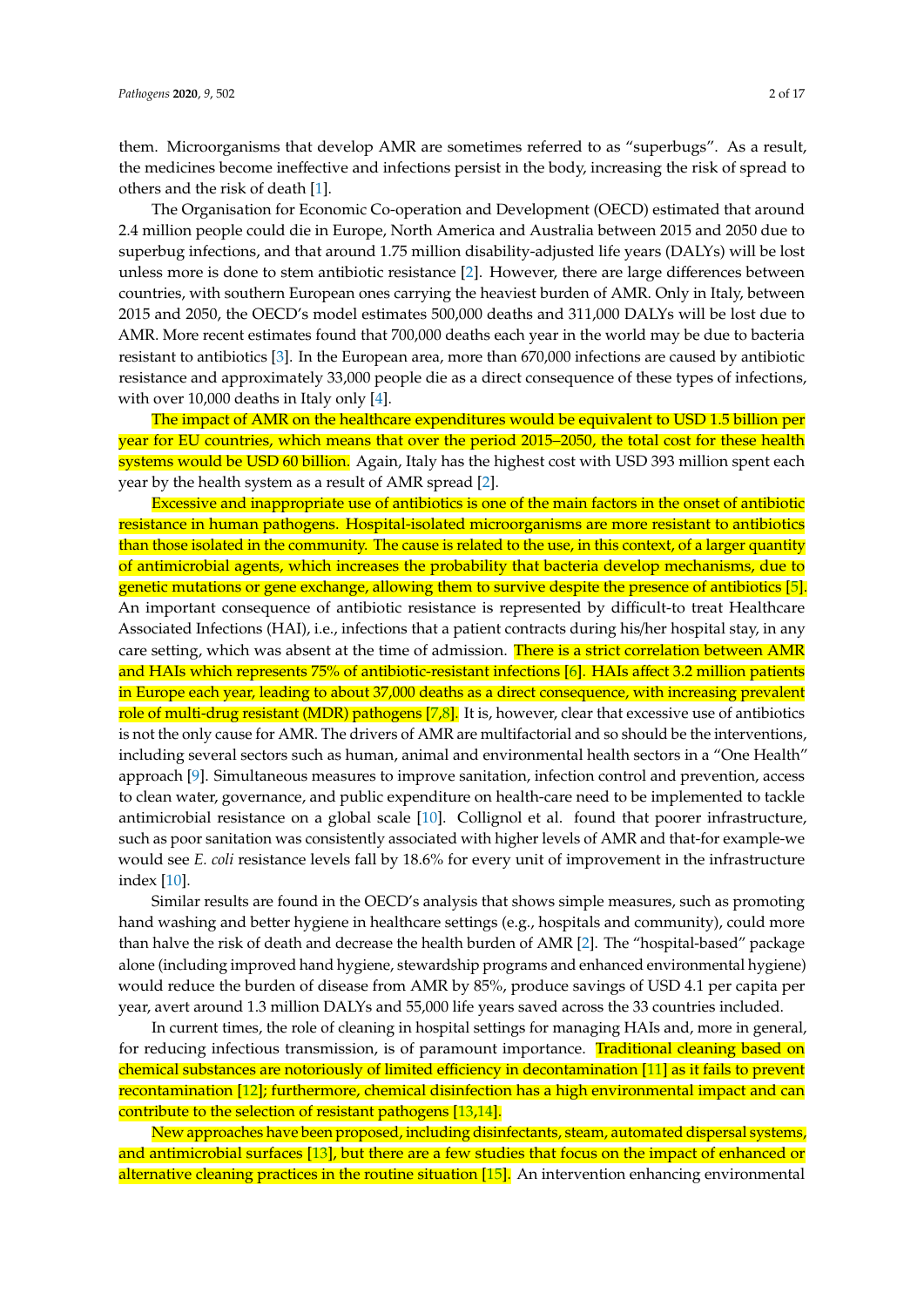them. Microorganisms that develop AMR are sometimes referred to as "superbugs". As a result, the medicines become ineffective and infections persist in the body, increasing the risk of spread to others and the risk of death [1].

The Organisation for Economic Co-operation and Development (OECD) estimated that around 2.4 million people could die in Europe, North America and Australia between 2015 and 2050 due to superbug infections, and that around 1.75 million disability-adjusted life years (DALYs) will be lost unless more is done to stem antibiotic resistance [2]. However, there are large differences between countries, with southern European ones carrying the heaviest burden of AMR. Only in Italy, between 2015 and 2050, the OECD's model estimates 500,000 deaths and 311,000 DALYs will be lost due to AMR. More recent estimates found that 700,000 deaths each year in the world may be due to bacteria resistant to antibiotics [3]. In the European area, more than 670,000 infections are caused by antibiotic resistance and approximately 33,000 people die as a direct consequence of these types of infections, with over 10,000 deaths in Italy only [4].

The impact of AMR on the healthcare expenditures would be equivalent to USD 1.5 billion per year for EU countries, which means that over the period 2015–2050, the total cost for these health systems would be USD 60 billion. Again, Italy has the highest cost with USD 393 million spent each year by the health system as a result of AMR spread [2].

Excessive and inappropriate use of antibiotics is one of the main factors in the onset of antibiotic resistance in human pathogens. Hospital-isolated microorganisms are more resistant to antibiotics than those isolated in the community. The cause is related to the use, in this context, of a larger quantity of antimicrobial agents, which increases the probability that bacteria develop mechanisms, due to genetic mutations or gene exchange, allowing them to survive despite the presence of antibiotics [5]. An important consequence of antibiotic resistance is represented by difficult-to treat Healthcare Associated Infections (HAI), i.e., infections that a patient contracts during his/her hospital stay, in any care setting, which was absent at the time of admission. There is a strict correlation between AMR and HAIs which represents 75% of antibiotic-resistant infections [6]. HAIs affect 3.2 million patients in Europe each year, leading to about 37,000 deaths as a direct consequence, with increasing prevalent role of multi-drug resistant (MDR) pathogens [7,8]. It is, however, clear that excessive use of antibiotics is not the only cause for AMR. The drivers of AMR are multifactorial and so should be the interventions, including several sectors such as human, animal and environmental health sectors in a "One Health" approach [9]. Simultaneous measures to improve sanitation, infection control and prevention, access to clean water, governance, and public expenditure on health-care need to be implemented to tackle antimicrobial resistance on a global scale [10]. Collignol et al. found that poorer infrastructure, such as poor sanitation was consistently associated with higher levels of AMR and that-for example-we would see *E. coli* resistance levels fall by 18.6% for every unit of improvement in the infrastructure index [10].

Similar results are found in the OECD's analysis that shows simple measures, such as promoting hand washing and better hygiene in healthcare settings (e.g., hospitals and community), could more than halve the risk of death and decrease the health burden of AMR [2]. The "hospital-based" package alone (including improved hand hygiene, stewardship programs and enhanced environmental hygiene) would reduce the burden of disease from AMR by 85%, produce savings of USD 4.1 per capita per year, avert around 1.3 million DALYs and 55,000 life years saved across the 33 countries included.

In current times, the role of cleaning in hospital settings for managing HAIs and, more in general, for reducing infectious transmission, is of paramount importance. Traditional cleaning based on chemical substances are notoriously of limited efficiency in decontamination [11] as it fails to prevent recontamination [12]; furthermore, chemical disinfection has a high environmental impact and can contribute to the selection of resistant pathogens [13,14].

New approaches have been proposed, including disinfectants, steam, automated dispersal systems, and antimicrobial surfaces [13], but there are a few studies that focus on the impact of enhanced or alternative cleaning practices in the routine situation [15]. An intervention enhancing environmental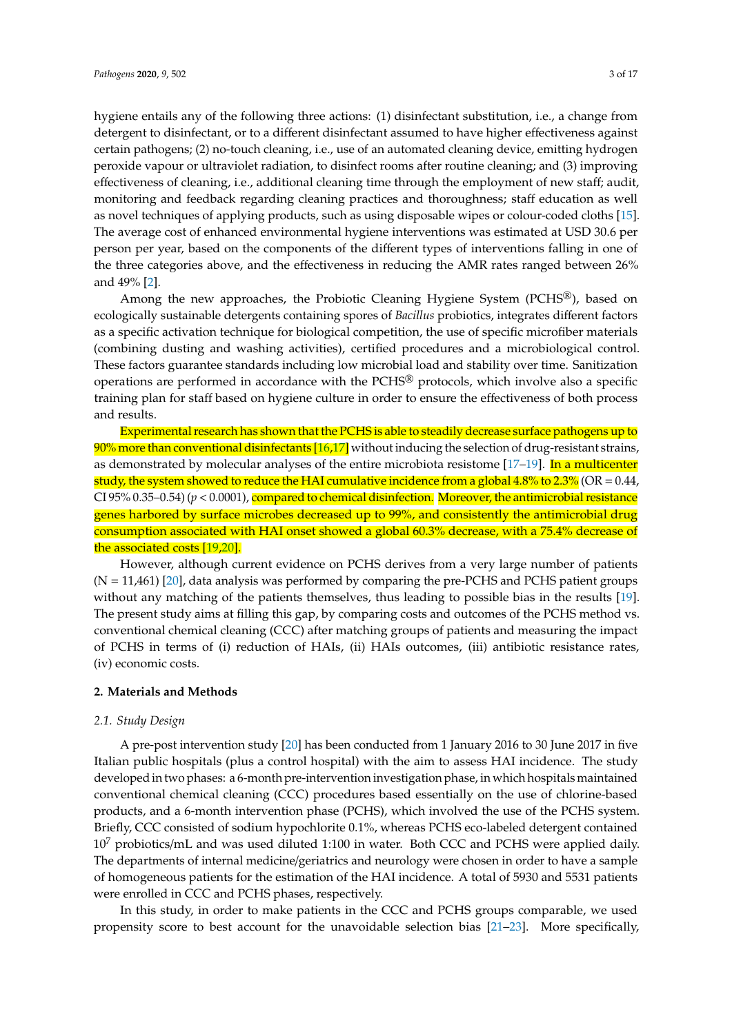hygiene entails any of the following three actions: (1) disinfectant substitution, i.e., a change from detergent to disinfectant, or to a different disinfectant assumed to have higher effectiveness against certain pathogens; (2) no-touch cleaning, i.e., use of an automated cleaning device, emitting hydrogen peroxide vapour or ultraviolet radiation, to disinfect rooms after routine cleaning; and (3) improving effectiveness of cleaning, i.e., additional cleaning time through the employment of new staff; audit, monitoring and feedback regarding cleaning practices and thoroughness; staff education as well as novel techniques of applying products, such as using disposable wipes or colour-coded cloths [15]. The average cost of enhanced environmental hygiene interventions was estimated at USD 30.6 per person per year, based on the components of the different types of interventions falling in one of the three categories above, and the effectiveness in reducing the AMR rates ranged between 26% and 49% [2].

Among the new approaches, the Probiotic Cleaning Hygiene System (PCHS®), based on ecologically sustainable detergents containing spores of *Bacillus* probiotics, integrates different factors as a specific activation technique for biological competition, the use of specific microfiber materials (combining dusting and washing activities), certified procedures and a microbiological control. These factors guarantee standards including low microbial load and stability over time. Sanitization operations are performed in accordance with the PCHS® protocols, which involve also a specific training plan for staff based on hygiene culture in order to ensure the effectiveness of both process and results.

Experimental research has shown that the PCHS is able to steadily decrease surface pathogens up to 90% more than conventional disinfectants [16,17] without inducing the selection of drug-resistant strains, as demonstrated by molecular analyses of the entire microbiota resistome [17–19]. In a multicenter study, the system showed to reduce the HAI cumulative incidence from a global 4.8% to 2.3% (OR = 0.44, CI 95% 0.35–0.54) ($p < 0.0001$), compared to chemical disinfection. Moreover, the antimicrobial resistance genes harbored by surface microbes decreased up to 99%, and consistently the antimicrobial drug consumption associated with HAI onset showed a global 60.3% decrease, with a 75.4% decrease of the associated costs [19,20].

However, although current evidence on PCHS derives from a very large number of patients (N = 11,461) [20], data analysis was performed by comparing the pre-PCHS and PCHS patient groups without any matching of the patients themselves, thus leading to possible bias in the results [19]. The present study aims at filling this gap, by comparing costs and outcomes of the PCHS method vs. conventional chemical cleaning (CCC) after matching groups of patients and measuring the impact of PCHS in terms of (i) reduction of HAIs, (ii) HAIs outcomes, (iii) antibiotic resistance rates, (iv) economic costs.

## 2. Materials and Methods

### 2.1. Study Design

A pre-post intervention study [20] has been conducted from 1 January 2016 to 30 June 2017 in five Italian public hospitals (plus a control hospital) with the aim to assess HAI incidence. The study developed in two phases: a 6-month pre-intervention investigation phase, in which hospitals maintained conventional chemical cleaning (CCC) procedures based essentially on the use of chlorine-based products, and a 6-month intervention phase (PCHS), which involved the use of the PCHS system. Briefly, CCC consisted of sodium hypochlorite 0.1%, whereas PCHS eco-labeled detergent contained $10^7$ probiotics/mL and was used diluted 1:100 in water. Both CCC and PCHS were applied daily. The departments of internal medicine/geriatrics and neurology were chosen in order to have a sample of homogeneous patients for the estimation of the HAI incidence. A total of 5930 and 5531 patients were enrolled in CCC and PCHS phases, respectively.

In this study, in order to make patients in the CCC and PCHS groups comparable, we used propensity score to best account for the unavoidable selection bias [21–23]. More specifically,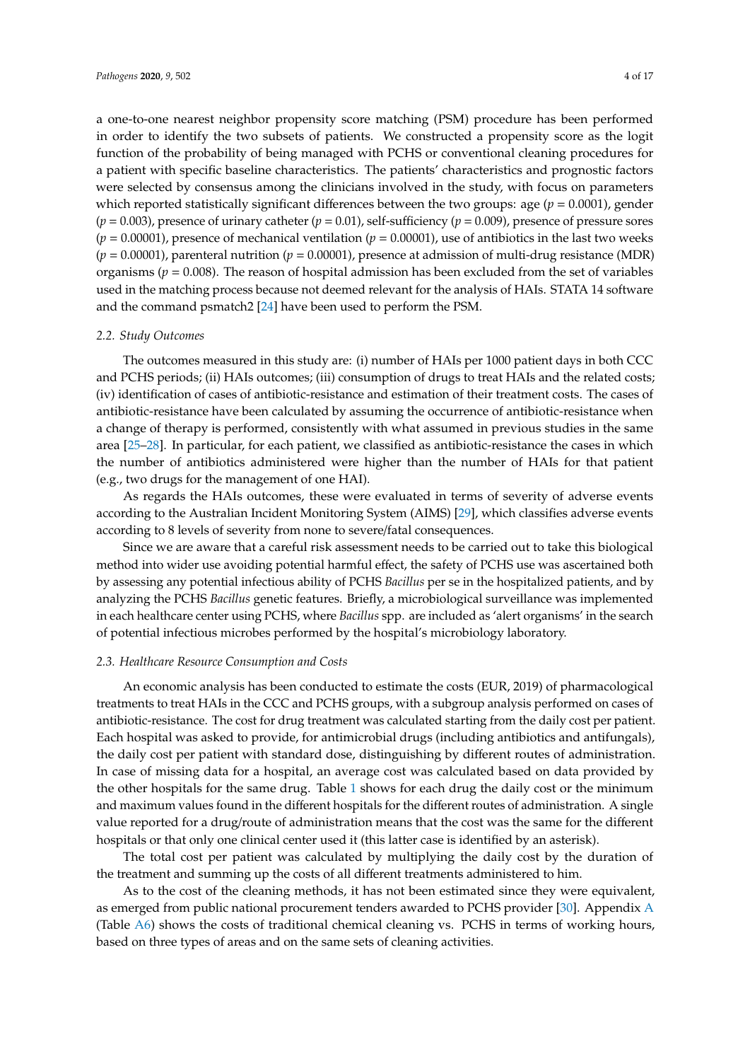a one-to-one nearest neighbor propensity score matching (PSM) procedure has been performed in order to identify the two subsets of patients. We constructed a propensity score as the logit function of the probability of being managed with PCHS or conventional cleaning procedures for a patient with specific baseline characteristics. The patients' characteristics and prognostic factors were selected by consensus among the clinicians involved in the study, with focus on parameters which reported statistically significant differences between the two groups: age ($p = 0.0001$), gender ($p = 0.003$), presence of urinary catheter ($p = 0.01$), self-sufficiency ($p = 0.009$), presence of pressure sores ($p = 0.00001$), presence of mechanical ventilation ($p = 0.00001$), use of antibiotics in the last two weeks ($p = 0.00001$), parenteral nutrition ($p = 0.00001$), presence at admission of multi-drug resistance (MDR) organisms ($p = 0.008$). The reason of hospital admission has been excluded from the set of variables used in the matching process because not deemed relevant for the analysis of HAIs. STATA 14 software and the command psmatch2 [24] have been used to perform the PSM.

### 2.2. Study Outcomes

The outcomes measured in this study are: (i) number of HAIs per 1000 patient days in both CCC and PCHS periods; (ii) HAIs outcomes; (iii) consumption of drugs to treat HAIs and the related costs; (iv) identification of cases of antibiotic-resistance and estimation of their treatment costs. The cases of antibiotic-resistance have been calculated by assuming the occurrence of antibiotic-resistance when a change of therapy is performed, consistently with what assumed in previous studies in the same area [25–28]. In particular, for each patient, we classified as antibiotic-resistance the cases in which the number of antibiotics administered were higher than the number of HAIs for that patient (e.g., two drugs for the management of one HAI).

As regards the HAIs outcomes, these were evaluated in terms of severity of adverse events according to the Australian Incident Monitoring System (AIMS) [29], which classifies adverse events according to 8 levels of severity from none to severe/fatal consequences.

Since we are aware that a careful risk assessment needs to be carried out to take this biological method into wider use avoiding potential harmful effect, the safety of PCHS use was ascertained both by assessing any potential infectious ability of PCHS *Bacillus* per se in the hospitalized patients, and by analyzing the PCHS *Bacillus* genetic features. Briefly, a microbiological surveillance was implemented in each healthcare center using PCHS, where *Bacillus* spp. are included as 'alert organisms' in the search of potential infectious microbes performed by the hospital's microbiology laboratory.

### 2.3. Healthcare Resource Consumption and Costs

An economic analysis has been conducted to estimate the costs (EUR, 2019) of pharmacological treatments to treat HAIs in the CCC and PCHS groups, with a subgroup analysis performed on cases of antibiotic-resistance. The cost for drug treatment was calculated starting from the daily cost per patient. Each hospital was asked to provide, for antimicrobial drugs (including antibiotics and antifungals), the daily cost per patient with standard dose, distinguishing by different routes of administration. In case of missing data for a hospital, an average cost was calculated based on data provided by the other hospitals for the same drug. Table 1 shows for each drug the daily cost or the minimum and maximum values found in the different hospitals for the different routes of administration. A single value reported for a drug/route of administration means that the cost was the same for the different hospitals or that only one clinical center used it (this latter case is identified by an asterisk).

The total cost per patient was calculated by multiplying the daily cost by the duration of the treatment and summing up the costs of all different treatments administered to him.

As to the cost of the cleaning methods, it has not been estimated since they were equivalent, as emerged from public national procurement tenders awarded to PCHS provider [30]. Appendix A (Table A6) shows the costs of traditional chemical cleaning vs. PCHS in terms of working hours, based on three types of areas and on the same sets of cleaning activities.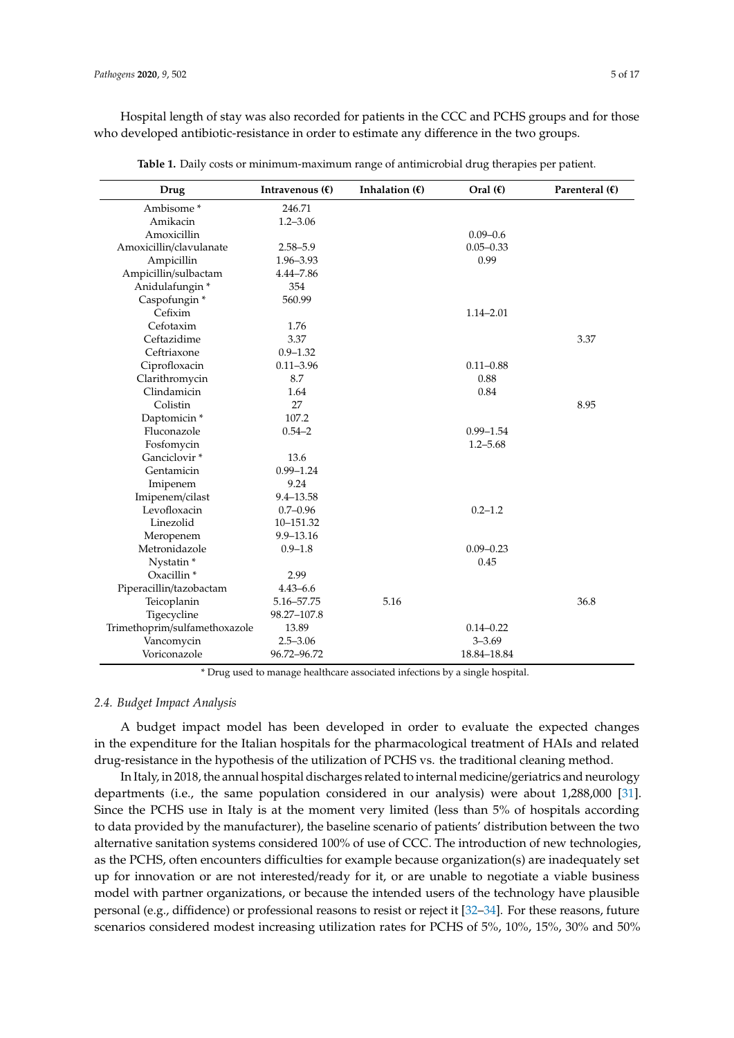Hospital length of stay was also recorded for patients in the CCC and PCHS groups and for those who developed antibiotic-resistance in order to estimate any difference in the two groups.

**Table 1.** Daily costs or minimum-maximum range of antimicrobial drug therapies per patient.

| Drug | Intravenous (€) | Inhalation (€) | Oral (€) | Parenteral (€) |
|---|---|---|---|---|
| Ambisome * | 246.71 | | | |
| Amikacin | 1.2–3.06 | | | |
| Amoxicillin | | | 0.09–0.6 | |
| Amoxicillin/clavulanate | 2.58–5.9 | | 0.05–0.33 | |
| Ampicillin | 1.96–3.93 | | 0.99 | |
| Ampicillin/sulbactam | 4.44–7.86 | | | |
| Anidulafungin * | 354 | | | |
| Caspofungin * | 560.99 | | | |
| Cefixim | | | 1.14–2.01 | |
| Cefotaxim | 1.76 | | | |
| Ceftazidime | 3.37 | | | 3.37 |
| Ceftriaxone | 0.9–1.32 | | | |
| Ciprofloxacin | 0.11–3.96 | | 0.11–0.88 | |
| Clarithromycin | 8.7 | | 0.88 | |
| Clindamicin | 1.64 | | 0.84 | |
| Colistin | 27 | | | 8.95 |
| Daptomicin * | 107.2 | | | |
| Fluconazole | 0.54–2 | | 0.99–1.54 | |
| Fosfomycin | | | 1.2–5.68 | |
| Ganciclovir * | 13.6 | | | |
| Gentamicin | 0.99–1.24 | | | |
| Imipenem | 9.24 | | | |
| Imipenem/cilast | 9.4–13.58 | | | |
| Levofloxacin | 0.7–0.96 | | 0.2–1.2 | |
| Linezolid | 10–151.32 | | | |
| Meropenem | 9.9–13.16 | | | |
| Metronidazole | 0.9–1.8 | | 0.09–0.23 | |
| Nystatin * | | | 0.45 | |
| Oxacillin * | 2.99 | | | |
| Piperacillin/tazobactam | 4.43–6.6 | | | |
| Teicoplanin | 5.16–57.75 | 5.16 | | 36.8 |
| Tigecycline | 98.27–107.8 | | | |
| Trimethoprim/sulfamethoxazole | 13.89 | | 0.14–0.22 | |
| Vancomycin | 2.5–3.06 | | 3–3.69 | |
| Voriconazole | 96.72–96.72 | | 18.84–18.84 | |

\* Drug used to manage healthcare associated infections by a single hospital.

### 2.4. Budget Impact Analysis

A budget impact model has been developed in order to evaluate the expected changes in the expenditure for the Italian hospitals for the pharmacological treatment of HAIs and related drug-resistance in the hypothesis of the utilization of PCHS vs. the traditional cleaning method.

In Italy, in 2018, the annual hospital discharges related to internal medicine/geriatrics and neurology departments (i.e., the same population considered in our analysis) were about 1,288,000 [31]. Since the PCHS use in Italy is at the moment very limited (less than 5% of hospitals according to data provided by the manufacturer), the baseline scenario of patients' distribution between the two alternative sanitation systems considered 100% of use of CCC. The introduction of new technologies, as the PCHS, often encounters difficulties for example because organization(s) are inadequately set up for innovation or are not interested/ready for it, or are unable to negotiate a viable business model with partner organizations, or because the intended users of the technology have plausible personal (e.g., diffidence) or professional reasons to resist or reject it [32–34]. For these reasons, future scenarios considered modest increasing utilization rates for PCHS of 5%, 10%, 15%, 30% and 50%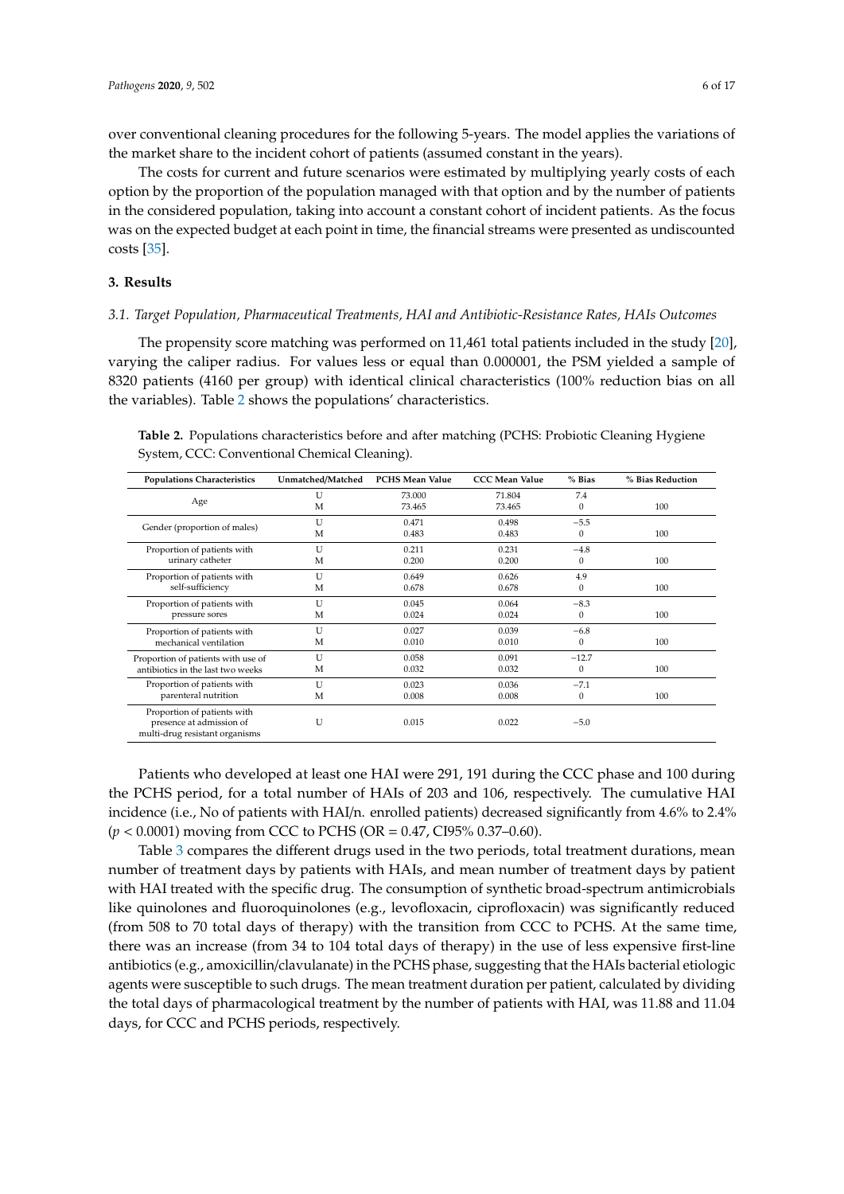over conventional cleaning procedures for the following 5-years. The model applies the variations of the market share to the incident cohort of patients (assumed constant in the years).

The costs for current and future scenarios were estimated by multiplying yearly costs of each option by the proportion of the population managed with that option and by the number of patients in the considered population, taking into account a constant cohort of incident patients. As the focus was on the expected budget at each point in time, the financial streams were presented as undiscounted costs [35].

## 3. Results

### 3.1. Target Population, Pharmaceutical Treatments, HAI and Antibiotic-Resistance Rates, HAIs Outcomes

The propensity score matching was performed on 11,461 total patients included in the study [20], varying the caliper radius. For values less or equal than 0.000001, the PSM yielded a sample of 8320 patients (4160 per group) with identical clinical characteristics (100% reduction bias on all the variables). Table 2 shows the populations' characteristics.

**Table 2.** Populations characteristics before and after matching (PCHS: Probiotic Cleaning Hygiene System, CCC: Conventional Chemical Cleaning).

| Populations Characteristics | Unmatched/Matched | PCHS Mean Value | CCC Mean Value | % Bias | % Bias Reduction |
|---|---|---|---|---|---|
| Age | U | 73.000 | 71.804 | 7.4 | |
| | M | 73.465 | 73.465 | 0 | 100 |
| Gender (proportion of males) | U | 0.471 | 0.498 | −5.5 | |
| | M | 0.483 | 0.483 | 0 | 100 |
| Proportion of patients with urinary catheter | U | 0.211 | 0.231 | −4.8 | |
| | M | 0.200 | 0.200 | 0 | 100 |
| Proportion of patients with self-sufficiency | U | 0.649 | 0.626 | 4.9 | |
| | M | 0.678 | 0.678 | 0 | 100 |
| Proportion of patients with pressure sores | U | 0.045 | 0.064 | −8.3 | |
| | M | 0.024 | 0.024 | 0 | 100 |
| Proportion of patients with mechanical ventilation | U | 0.027 | 0.039 | −6.8 | |
| | M | 0.010 | 0.010 | 0 | 100 |
| Proportion of patients with use of antibiotics in the last two weeks | U | 0.058 | 0.091 | −12.7 | |
| | M | 0.032 | 0.032 | 0 | 100 |
| Proportion of patients with parenteral nutrition | U | 0.023 | 0.036 | −7.1 | |
| | M | 0.008 | 0.008 | 0 | 100 |
| Proportion of patients with presence at admission of multi-drug resistant organisms | U | 0.015 | 0.022 | −5.0 | |

Patients who developed at least one HAI were 291, 191 during the CCC phase and 100 during the PCHS period, for a total number of HAIs of 203 and 106, respectively. The cumulative HAI incidence (i.e., No of patients with HAI/n. enrolled patients) decreased significantly from 4.6% to 2.4% ($p < 0.0001$) moving from CCC to PCHS (OR = 0.47, CI95% 0.37–0.60).

Table 3 compares the different drugs used in the two periods, total treatment durations, mean number of treatment days by patients with HAIs, and mean number of treatment days by patient with HAI treated with the specific drug. The consumption of synthetic broad-spectrum antimicrobials like quinolones and fluoroquinolones (e.g., levofloxacin, ciprofloxacin) was significantly reduced (from 508 to 70 total days of therapy) with the transition from CCC to PCHS. At the same time, there was an increase (from 34 to 104 total days of therapy) in the use of less expensive first-line antibiotics (e.g., amoxicillin/clavulanate) in the PCHS phase, suggesting that the HAIs bacterial etiologic agents were susceptible to such drugs. The mean treatment duration per patient, calculated by dividing the total days of pharmacological treatment by the number of patients with HAI, was 11.88 and 11.04 days, for CCC and PCHS periods, respectively.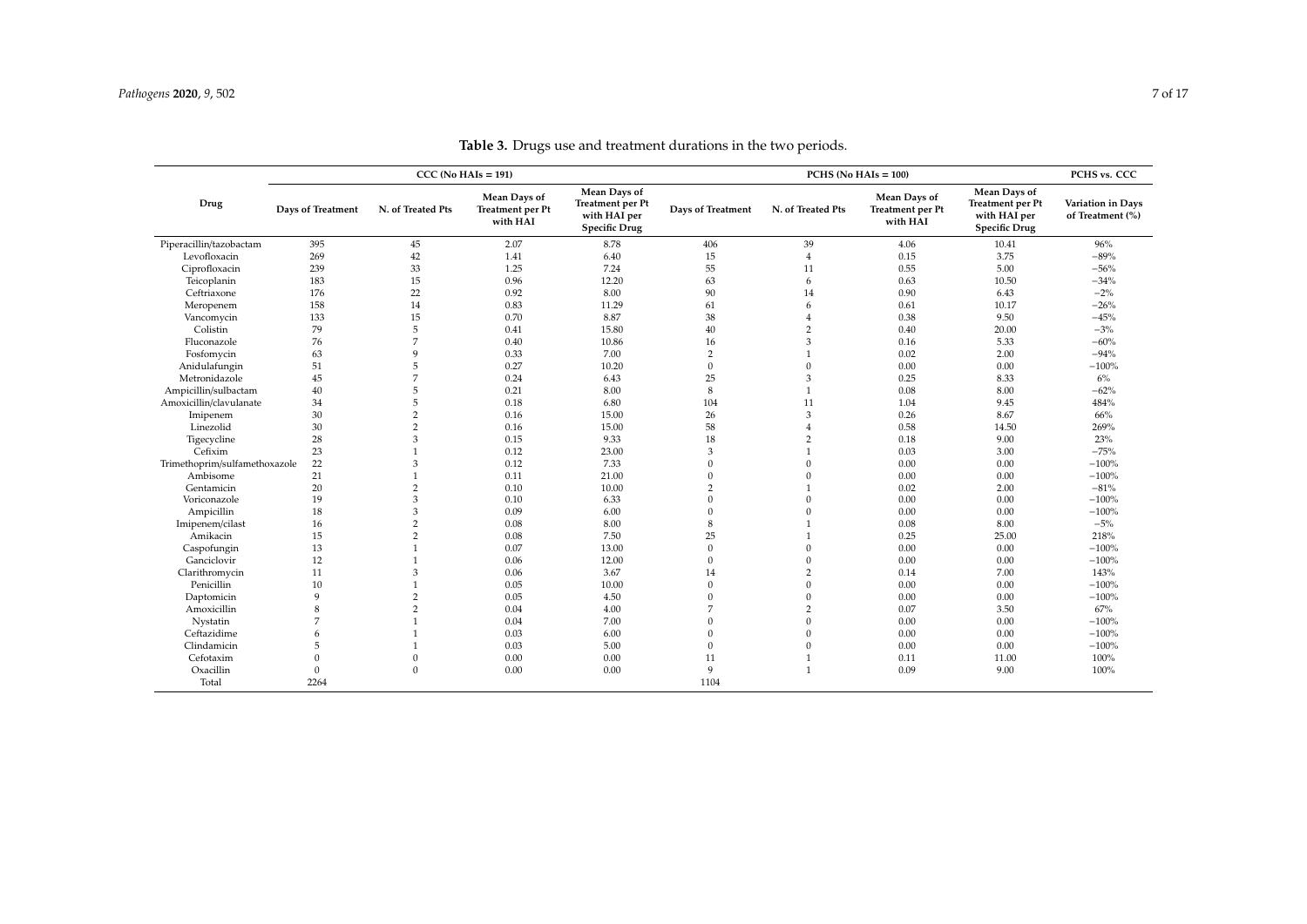**Table 3.** Drugs use and treatment durations in the two periods.

| Drug | CCC (No HAIs = 191) | | | | PCHS (No HAIs = 100) | | | | PCHS vs. CCC |
|---|---|---|---|---|---|---|---|---|---|
| | Days of Treatment | N. of Treated Pts | Mean Days of Treatment per Pt with HAI | Mean Days of Treatment per Pt with HAI per Specific Drug | Days of Treatment | N. of Treated Pts | Mean Days of Treatment per Pt with HAI | Mean Days of Treatment per Pt with HAI per Specific Drug | Variation in Days of Treatment (%) |
| Piperacillin/tazobactam | 395 | 45 | 2.07 | 8.78 | 406 | 39 | 4.06 | 10.41 | 96% |
| Levofloxacin | 269 | 42 | 1.41 | 6.40 | 15 | 4 | 0.15 | 3.75 | −89% |
| Ciprofloxacin | 239 | 33 | 1.25 | 7.24 | 55 | 11 | 0.55 | 5.00 | −56% |
| Teicoplanin | 183 | 15 | 0.96 | 12.20 | 63 | 6 | 0.63 | 10.50 | −34% |
| Ceftriaxone | 176 | 22 | 0.92 | 8.00 | 90 | 14 | 0.90 | 6.43 | −2% |
| Meropenem | 158 | 14 | 0.83 | 11.29 | 61 | 6 | 0.61 | 10.17 | −26% |
| Vancomycin | 133 | 15 | 0.70 | 8.87 | 38 | 4 | 0.38 | 9.50 | −45% |
| Colistin | 79 | 5 | 0.41 | 15.80 | 40 | 2 | 0.40 | 20.00 | −3% |
| Fluconazole | 76 | 7 | 0.40 | 10.86 | 16 | 3 | 0.16 | 5.33 | −60% |
| Fosfomycin | 63 | 9 | 0.33 | 7.00 | 2 | 1 | 0.02 | 2.00 | −94% |
| Anidulafungin | 51 | 5 | 0.27 | 10.20 | 0 | 0 | 0.00 | 0.00 | −100% |
| Metronidazole | 45 | 7 | 0.24 | 6.43 | 25 | 3 | 0.25 | 8.33 | 6% |
| Ampicillin/sulbactam | 40 | 5 | 0.21 | 8.00 | 8 | 1 | 0.08 | 8.00 | −62% |
| Amoxicillin/clavulanate | 34 | 5 | 0.18 | 6.80 | 104 | 11 | 1.04 | 9.45 | 484% |
| Imipenem | 30 | 2 | 0.16 | 15.00 | 26 | 3 | 0.26 | 8.67 | 66% |
| Linezolid | 30 | 2 | 0.16 | 15.00 | 58 | 4 | 0.58 | 14.50 | 269% |
| Tigecycline | 28 | 3 | 0.15 | 9.33 | 18 | 2 | 0.18 | 9.00 | 23% |
| Cefixim | 23 | 1 | 0.12 | 23.00 | 3 | 1 | 0.03 | 3.00 | −75% |
| Trimethoprim/sulfamethoxazole | 22 | 3 | 0.12 | 7.33 | 0 | 0 | 0.00 | 0.00 | −100% |
| Ambisome | 21 | 1 | 0.11 | 21.00 | 0 | 0 | 0.00 | 0.00 | −100% |
| Gentamicin | 20 | 2 | 0.10 | 10.00 | 2 | 1 | 0.02 | 2.00 | −81% |
| Voriconazole | 19 | 3 | 0.10 | 6.33 | 0 | 0 | 0.00 | 0.00 | −100% |
| Ampicillin | 18 | 3 | 0.09 | 6.00 | 0 | 0 | 0.00 | 0.00 | −100% |
| Imipenem/cilast | 16 | 2 | 0.08 | 8.00 | 8 | 1 | 0.08 | 8.00 | −5% |
| Amikacin | 15 | 2 | 0.08 | 7.50 | 25 | 1 | 0.25 | 25.00 | 218% |
| Caspofungin | 13 | 1 | 0.07 | 13.00 | 0 | 0 | 0.00 | 0.00 | −100% |
| Ganciclovir | 12 | 1 | 0.06 | 12.00 | 0 | 0 | 0.00 | 0.00 | −100% |
| Clarithromycin | 11 | 3 | 0.06 | 3.67 | 14 | 2 | 0.14 | 7.00 | 143% |
| Penicillin | 10 | 1 | 0.05 | 10.00 | 0 | 0 | 0.00 | 0.00 | −100% |
| Daptomicin | 9 | 2 | 0.05 | 4.50 | 0 | 0 | 0.00 | 0.00 | −100% |
| Amoxicillin | 8 | 2 | 0.04 | 4.00 | 7 | 2 | 0.07 | 3.50 | 67% |
| Nystatin | 7 | 1 | 0.04 | 7.00 | 0 | 0 | 0.00 | 0.00 | −100% |
| Ceftazidime | 6 | 1 | 0.03 | 6.00 | 0 | 0 | 0.00 | 0.00 | −100% |
| Clindamicin | 5 | 1 | 0.03 | 5.00 | 0 | 0 | 0.00 | 0.00 | −100% |
| Cefotaxim | 0 | 0 | 0.00 | 0.00 | 11 | 1 | 0.11 | 11.00 | 100% |
| Oxacillin | 0 | 0 | 0.00 | 0.00 | 9 | 1 | 0.09 | 9.00 | 100% |
| Total | 2264 | | | | 1104 | | | | |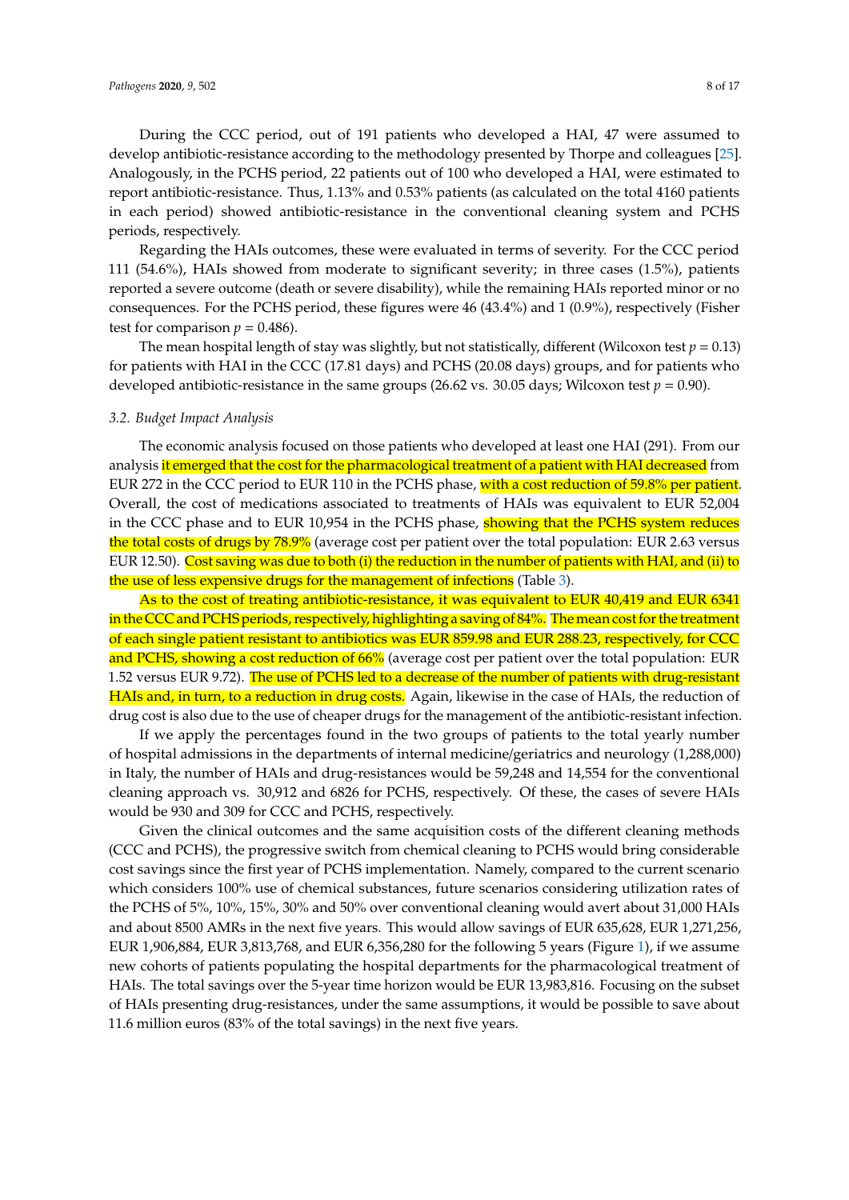During the CCC period, out of 191 patients who developed a HAI, 47 were assumed to develop antibiotic-resistance according to the methodology presented by Thorpe and colleagues [25]. Analogously, in the PCHS period, 22 patients out of 100 who developed a HAI, were estimated to report antibiotic-resistance. Thus, 1.13% and 0.53% patients (as calculated on the total 4160 patients in each period) showed antibiotic-resistance in the conventional cleaning system and PCHS periods, respectively.

Regarding the HAIs outcomes, these were evaluated in terms of severity. For the CCC period 111 (54.6%), HAIs showed from moderate to significant severity; in three cases (1.5%), patients reported a severe outcome (death or severe disability), while the remaining HAIs reported minor or no consequences. For the PCHS period, these figures were 46 (43.4%) and 1 (0.9%), respectively (Fisher test for comparison $p = 0.486$).

The mean hospital length of stay was slightly, but not statistically, different (Wilcoxon test $p = 0.13$) for patients with HAI in the CCC (17.81 days) and PCHS (20.08 days) groups, and for patients who developed antibiotic-resistance in the same groups (26.62 vs. 30.05 days; Wilcoxon test $p = 0.90$).

### 3.2. Budget Impact Analysis

The economic analysis focused on those patients who developed at least one HAI (291). From our analysis it emerged that the cost for the pharmacological treatment of a patient with HAI decreased from EUR 272 in the CCC period to EUR 110 in the PCHS phase, with a cost reduction of 59.8% per patient. Overall, the cost of medications associated to treatments of HAIs was equivalent to EUR 52,004 in the CCC phase and to EUR 10,954 in the PCHS phase, showing that the PCHS system reduces the total costs of drugs by 78.9% (average cost per patient over the total population: EUR 2.63 versus EUR 12.50). Cost saving was due to both (i) the reduction in the number of patients with HAI, and (ii) to the use of less expensive drugs for the management of infections (Table 3).

As to the cost of treating antibiotic-resistance, it was equivalent to EUR 40,419 and EUR 6341 in the CCC and PCHS periods, respectively, highlighting a saving of 84%. The mean cost for the treatment of each single patient resistant to antibiotics was EUR 859.98 and EUR 288.23, respectively, for CCC and PCHS, showing a cost reduction of 66% (average cost per patient over the total population: EUR 1.52 versus EUR 9.72). The use of PCHS led to a decrease of the number of patients with drug-resistant HAIs and, in turn, to a reduction in drug costs. Again, likewise in the case of HAIs, the reduction of drug cost is also due to the use of cheaper drugs for the management of the antibiotic-resistant infection.

If we apply the percentages found in the two groups of patients to the total yearly number of hospital admissions in the departments of internal medicine/geriatrics and neurology (1,288,000) in Italy, the number of HAIs and drug-resistances would be 59,248 and 14,554 for the conventional cleaning approach vs. 30,912 and 6826 for PCHS, respectively. Of these, the cases of severe HAIs would be 930 and 309 for CCC and PCHS, respectively.

Given the clinical outcomes and the same acquisition costs of the different cleaning methods (CCC and PCHS), the progressive switch from chemical cleaning to PCHS would bring considerable cost savings since the first year of PCHS implementation. Namely, compared to the current scenario which considers 100% use of chemical substances, future scenarios considering utilization rates of the PCHS of 5%, 10%, 15%, 30% and 50% over conventional cleaning would avert about 31,000 HAIs and about 8500 AMRs in the next five years. This would allow savings of EUR 635,628, EUR 1,271,256, EUR 1,906,884, EUR 3,813,768, and EUR 6,356,280 for the following 5 years (Figure 1), if we assume new cohorts of patients populating the hospital departments for the pharmacological treatment of HAIs. The total savings over the 5-year time horizon would be EUR 13,983,816. Focusing on the subset of HAIs presenting drug-resistances, under the same assumptions, it would be possible to save about 11.6 million euros (83% of the total savings) in the next five years.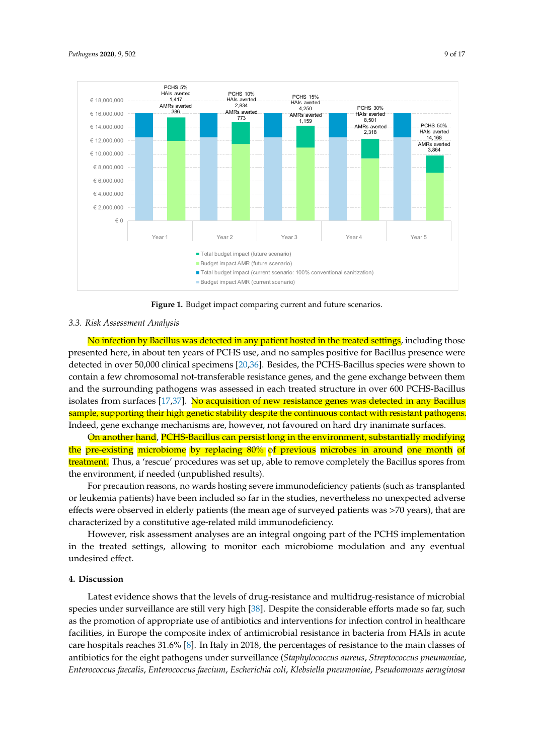Figure 1. Budget impact comparing current and future scenarios.

### 3.3. Risk Assessment Analysis

No infection by Bacillus was detected in any patient hosted in the treated settings, including those presented here, in about ten years of PCHS use, and no samples positive for Bacillus presence were detected in over 50,000 clinical specimens [20,36]. Besides, the PCHS-Bacillus species were shown to contain a few chromosomal not-transferable resistance genes, and the gene exchange between them and the surrounding pathogens was assessed in each treated structure in over 600 PCHS-Bacillus isolates from surfaces [17,37]. No acquisition of new resistance genes was detected in any Bacillus sample, supporting their high genetic stability despite the continuous contact with resistant pathogens. Indeed, gene exchange mechanisms are, however, not favoured on hard dry inanimate surfaces.

On another hand, PCHS-Bacillus can persist long in the environment, substantially modifying the pre-existing microbiome by replacing 80% of previous microbes in around one month of treatment. Thus, a 'rescue' procedures was set up, able to remove completely the Bacillus spores from the environment, if needed (unpublished results).

For precaution reasons, no wards hosting severe immunodeficiency patients (such as transplanted or leukemia patients) have been included so far in the studies, nevertheless no unexpected adverse effects were observed in elderly patients (the mean age of surveyed patients was >70 years), that are characterized by a constitutive age-related mild immunodeficiency.

However, risk assessment analyses are an integral ongoing part of the PCHS implementation in the treated settings, allowing to monitor each microbiome modulation and any eventual undesired effect.

## 4. Discussion

Latest evidence shows that the levels of drug-resistance and multidrug-resistance of microbial species under surveillance are still very high [38]. Despite the considerable efforts made so far, such as the promotion of appropriate use of antibiotics and interventions for infection control in healthcare facilities, in Europe the composite index of antimicrobial resistance in bacteria from HAIs in acute care hospitals reaches 31.6% [8]. In Italy in 2018, the percentages of resistance to the main classes of antibiotics for the eight pathogens under surveillance (*Staphylococcus aureus*, *Streptococcus pneumoniae*, *Enterococcus faecalis*, *Enterococcus faecium*, *Escherichia coli*, *Klebsiella pneumoniae*, *Pseudomonas aeruginosa*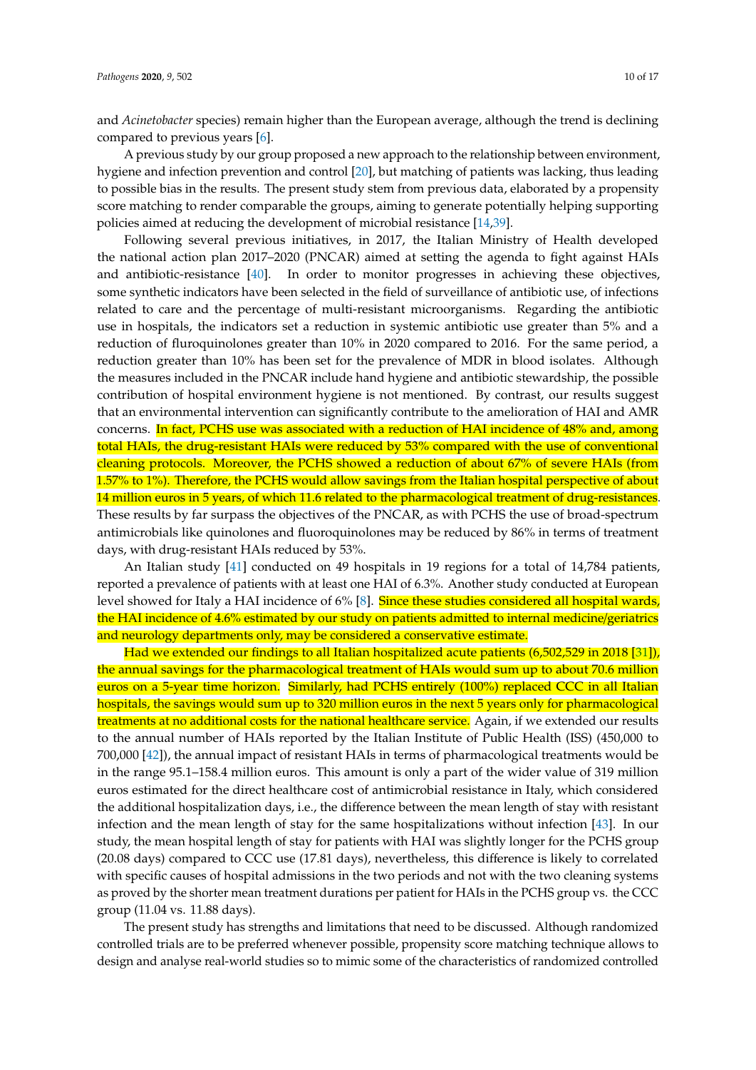and *Acinetobacter* species) remain higher than the European average, although the trend is declining compared to previous years [6].

A previous study by our group proposed a new approach to the relationship between environment, hygiene and infection prevention and control [20], but matching of patients was lacking, thus leading to possible bias in the results. The present study stem from previous data, elaborated by a propensity score matching to render comparable the groups, aiming to generate potentially helping supporting policies aimed at reducing the development of microbial resistance [14,39].

Following several previous initiatives, in 2017, the Italian Ministry of Health developed the national action plan 2017–2020 (PNCAR) aimed at setting the agenda to fight against HAIs and antibiotic-resistance [40]. In order to monitor progresses in achieving these objectives, some synthetic indicators have been selected in the field of surveillance of antibiotic use, of infections related to care and the percentage of multi-resistant microorganisms. Regarding the antibiotic use in hospitals, the indicators set a reduction in systemic antibiotic use greater than 5% and a reduction of fluroquinolones greater than 10% in 2020 compared to 2016. For the same period, a reduction greater than 10% has been set for the prevalence of MDR in blood isolates. Although the measures included in the PNCAR include hand hygiene and antibiotic stewardship, the possible contribution of hospital environment hygiene is not mentioned. By contrast, our results suggest that an environmental intervention can significantly contribute to the amelioration of HAI and AMR concerns. In fact, PCHS use was associated with a reduction of HAI incidence of 48% and, among total HAIs, the drug-resistant HAIs were reduced by 53% compared with the use of conventional cleaning protocols. Moreover, the PCHS showed a reduction of about 67% of severe HAIs (from 1.57% to 1%). Therefore, the PCHS would allow savings from the Italian hospital perspective of about 14 million euros in 5 years, of which 11.6 related to the pharmacological treatment of drug-resistances. These results by far surpass the objectives of the PNCAR, as with PCHS the use of broad-spectrum antimicrobials like quinolones and fluoroquinolones may be reduced by 86% in terms of treatment days, with drug-resistant HAIs reduced by 53%.

An Italian study [41] conducted on 49 hospitals in 19 regions for a total of 14,784 patients, reported a prevalence of patients with at least one HAI of 6.3%. Another study conducted at European level showed for Italy a HAI incidence of 6% [8]. Since these studies considered all hospital wards, the HAI incidence of 4.6% estimated by our study on patients admitted to internal medicine/geriatrics and neurology departments only, may be considered a conservative estimate.

Had we extended our findings to all Italian hospitalized acute patients (6,502,529 in 2018 [31]), the annual savings for the pharmacological treatment of HAIs would sum up to about 70.6 million euros on a 5-year time horizon. Similarly, had PCHS entirely (100%) replaced CCC in all Italian hospitals, the savings would sum up to 320 million euros in the next 5 years only for pharmacological treatments at no additional costs for the national healthcare service. Again, if we extended our results to the annual number of HAIs reported by the Italian Institute of Public Health (ISS) (450,000 to 700,000 [42]), the annual impact of resistant HAIs in terms of pharmacological treatments would be in the range 95.1–158.4 million euros. This amount is only a part of the wider value of 319 million euros estimated for the direct healthcare cost of antimicrobial resistance in Italy, which considered the additional hospitalization days, i.e., the difference between the mean length of stay with resistant infection and the mean length of stay for the same hospitalizations without infection [43]. In our study, the mean hospital length of stay for patients with HAI was slightly longer for the PCHS group (20.08 days) compared to CCC use (17.81 days), nevertheless, this difference is likely to correlated with specific causes of hospital admissions in the two periods and not with the two cleaning systems as proved by the shorter mean treatment durations per patient for HAIs in the PCHS group vs. the CCC group (11.04 vs. 11.88 days).

The present study has strengths and limitations that need to be discussed. Although randomized controlled trials are to be preferred whenever possible, propensity score matching technique allows to design and analyse real-world studies so to mimic some of the characteristics of randomized controlled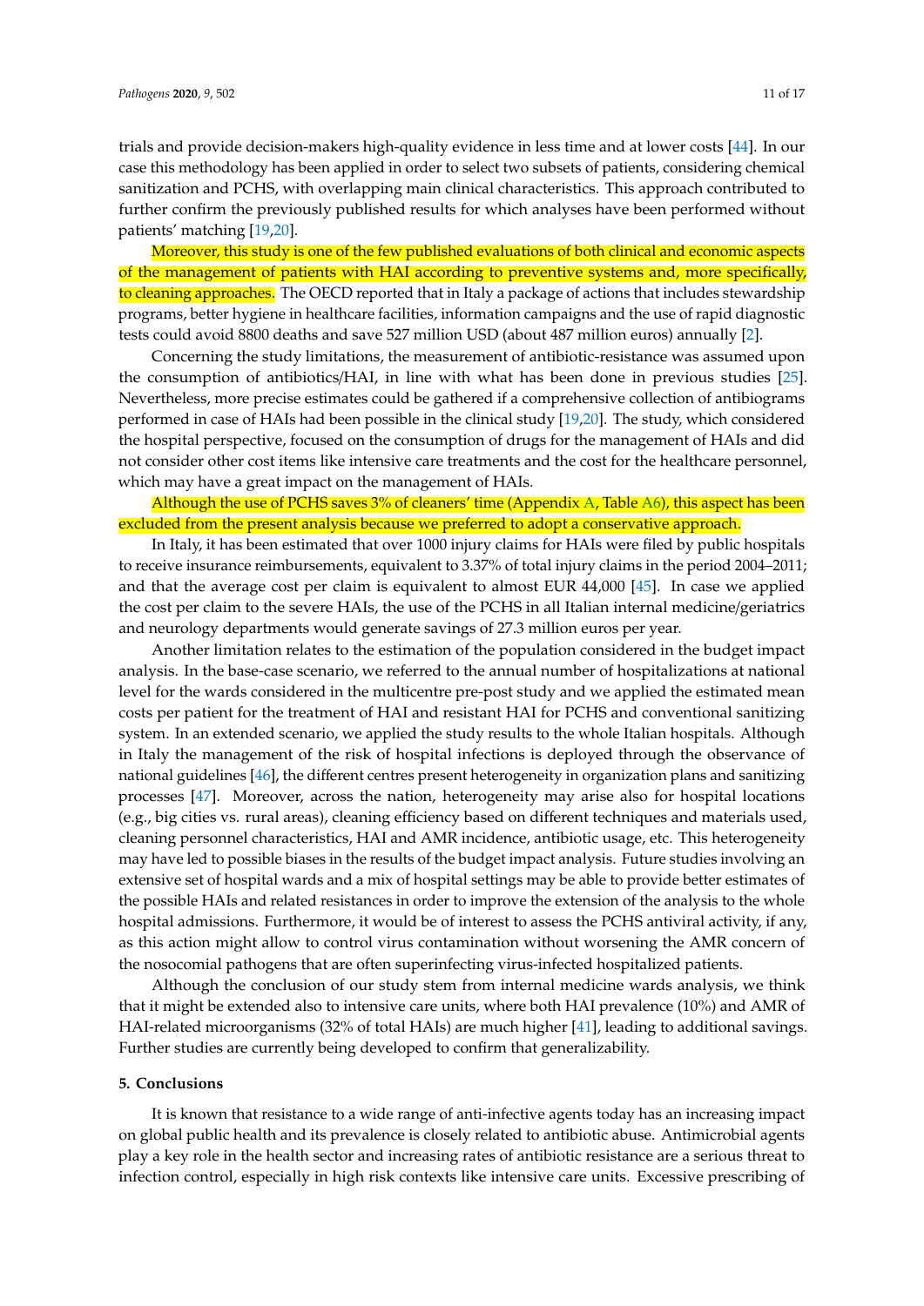trials and provide decision-makers high-quality evidence in less time and at lower costs [44]. In our case this methodology has been applied in order to select two subsets of patients, considering chemical sanitization and PCHS, with overlapping main clinical characteristics. This approach contributed to further confirm the previously published results for which analyses have been performed without patients' matching [19,20].

Moreover, this study is one of the few published evaluations of both clinical and economic aspects of the management of patients with HAI according to preventive systems and, more specifically, to cleaning approaches. The OECD reported that in Italy a package of actions that includes stewardship programs, better hygiene in healthcare facilities, information campaigns and the use of rapid diagnostic tests could avoid 8800 deaths and save 527 million USD (about 487 million euros) annually [2].

Concerning the study limitations, the measurement of antibiotic-resistance was assumed upon the consumption of antibiotics/HAI, in line with what has been done in previous studies [25]. Nevertheless, more precise estimates could be gathered if a comprehensive collection of antibiograms performed in case of HAIs had been possible in the clinical study [19,20]. The study, which considered the hospital perspective, focused on the consumption of drugs for the management of HAIs and did not consider other cost items like intensive care treatments and the cost for the healthcare personnel, which may have a great impact on the management of HAIs.

Although the use of PCHS saves 3% of cleaners' time (Appendix A, Table A6), this aspect has been excluded from the present analysis because we preferred to adopt a conservative approach.

In Italy, it has been estimated that over 1000 injury claims for HAIs were filed by public hospitals to receive insurance reimbursements, equivalent to 3.37% of total injury claims in the period 2004–2011; and that the average cost per claim is equivalent to almost EUR 44,000 [45]. In case we applied the cost per claim to the severe HAIs, the use of the PCHS in all Italian internal medicine/geriatrics and neurology departments would generate savings of 27.3 million euros per year.

Another limitation relates to the estimation of the population considered in the budget impact analysis. In the base-case scenario, we referred to the annual number of hospitalizations at national level for the wards considered in the multicentre pre-post study and we applied the estimated mean costs per patient for the treatment of HAI and resistant HAI for PCHS and conventional sanitizing system. In an extended scenario, we applied the study results to the whole Italian hospitals. Although in Italy the management of the risk of hospital infections is deployed through the observance of national guidelines [46], the different centres present heterogeneity in organization plans and sanitizing processes [47]. Moreover, across the nation, heterogeneity may arise also for hospital locations (e.g., big cities vs. rural areas), cleaning efficiency based on different techniques and materials used, cleaning personnel characteristics, HAI and AMR incidence, antibiotic usage, etc. This heterogeneity may have led to possible biases in the results of the budget impact analysis. Future studies involving an extensive set of hospital wards and a mix of hospital settings may be able to provide better estimates of the possible HAIs and related resistances in order to improve the extension of the analysis to the whole hospital admissions. Furthermore, it would be of interest to assess the PCHS antiviral activity, if any, as this action might allow to control virus contamination without worsening the AMR concern of the nosocomial pathogens that are often superinfecting virus-infected hospitalized patients.

Although the conclusion of our study stem from internal medicine wards analysis, we think that it might be extended also to intensive care units, where both HAI prevalence (10%) and AMR of HAI-related microorganisms (32% of total HAIs) are much higher [41], leading to additional savings. Further studies are currently being developed to confirm that generalizability.

## 5. Conclusions

It is known that resistance to a wide range of anti-infective agents today has an increasing impact on global public health and its prevalence is closely related to antibiotic abuse. Antimicrobial agents play a key role in the health sector and increasing rates of antibiotic resistance are a serious threat to infection control, especially in high risk contexts like intensive care units. Excessive prescribing of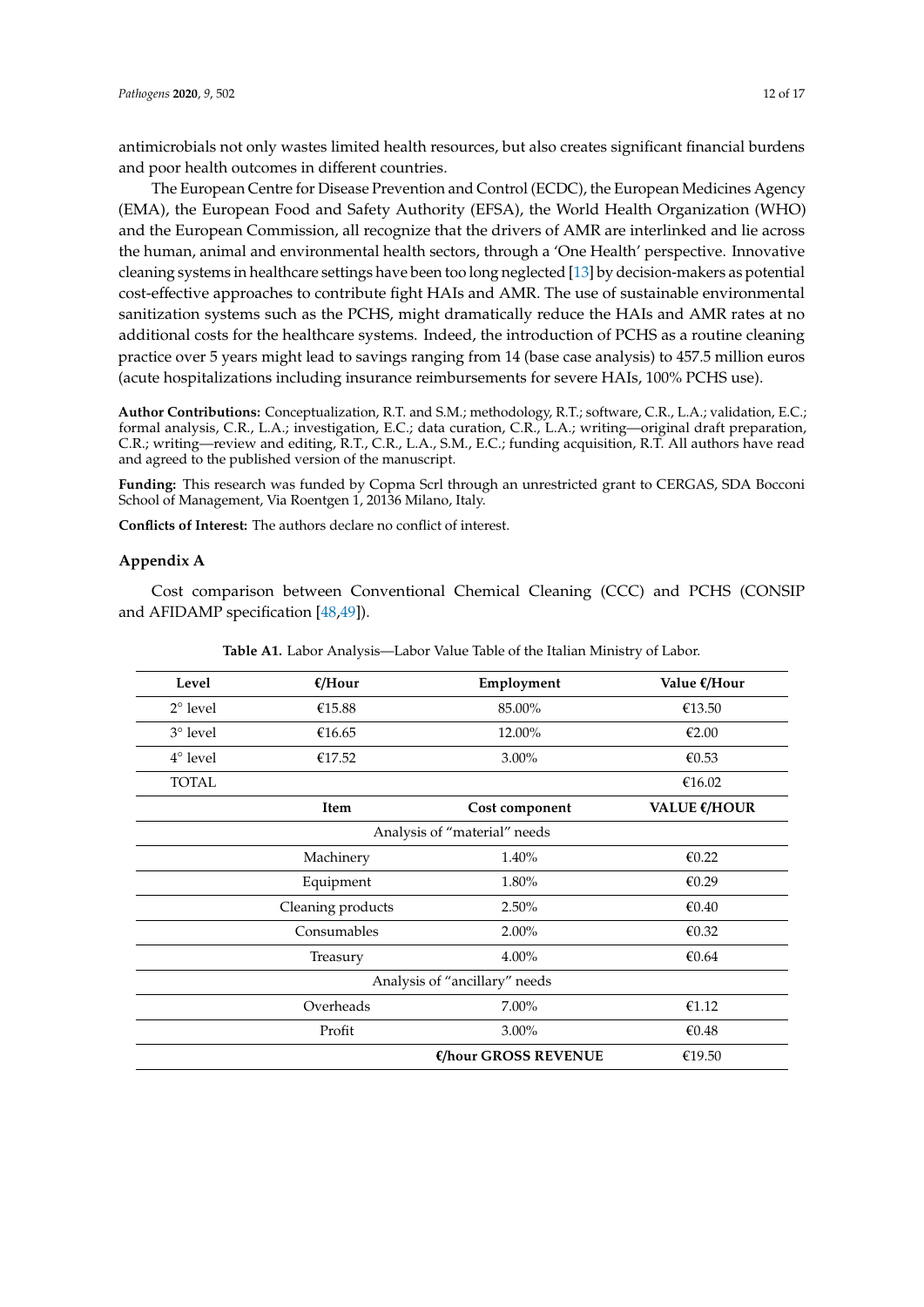antimicrobials not only wastes limited health resources, but also creates significant financial burdens and poor health outcomes in different countries.

The European Centre for Disease Prevention and Control (ECDC), the European Medicines Agency (EMA), the European Food and Safety Authority (EFSA), the World Health Organization (WHO) and the European Commission, all recognize that the drivers of AMR are interlinked and lie across the human, animal and environmental health sectors, through a 'One Health' perspective. Innovative cleaning systems in healthcare settings have been too long neglected [13] by decision-makers as potential cost-effective approaches to contribute fight HAIs and AMR. The use of sustainable environmental sanitization systems such as the PCHS, might dramatically reduce the HAIs and AMR rates at no additional costs for the healthcare systems. Indeed, the introduction of PCHS as a routine cleaning practice over 5 years might lead to savings ranging from 14 (base case analysis) to 457.5 million euros (acute hospitalizations including insurance reimbursements for severe HAIs, 100% PCHS use).

**Author Contributions:** Conceptualization, R.T. and S.M.; methodology, R.T.; software, C.R., L.A.; validation, E.C.; formal analysis, C.R., L.A.; investigation, E.C.; data curation, C.R., L.A.; writing—original draft preparation, C.R.; writing—review and editing, R.T., C.R., L.A., S.M., E.C.; funding acquisition, R.T. All authors have read and agreed to the published version of the manuscript.

**Funding:** This research was funded by Copma Scrl through an unrestricted grant to CERGAS, SDA Bocconi School of Management, Via Roentgen 1, 20136 Milano, Italy.

**Conflicts of Interest:** The authors declare no conflict of interest.

## Appendix A

Cost comparison between Conventional Chemical Cleaning (CCC) and PCHS (CONSIP and AFIDAMP specification [48,49]).

**Table A1.** Labor Analysis—Labor Value Table of the Italian Ministry of Labor.

| Level | €/Hour | Employment | Value €/Hour |
|---|---|---|---|
| 2° level | €15.88 | 85.00% | €13.50 |
| 3° level | €16.65 | 12.00% | €2.00 |
| 4° level | €17.52 | 3.00% | €0.53 |
| TOTAL | | | €16.02 |
| | **Item** | **Cost component** | **VALUE €/HOUR** |
| | Analysis of "material" needs | | |
| | Machinery | 1.40% | €0.22 |
| | Equipment | 1.80% | €0.29 |
| | Cleaning products | 2.50% | €0.40 |
| | Consumables | 2.00% | €0.32 |
| | Treasury | 4.00% | €0.64 |
| | Analysis of "ancillary" needs | | |
| | Overheads | 7.00% | €1.12 |
| | Profit | 3.00% | €0.48 |
| | | **€/hour GROSS REVENUE** | €19.50 |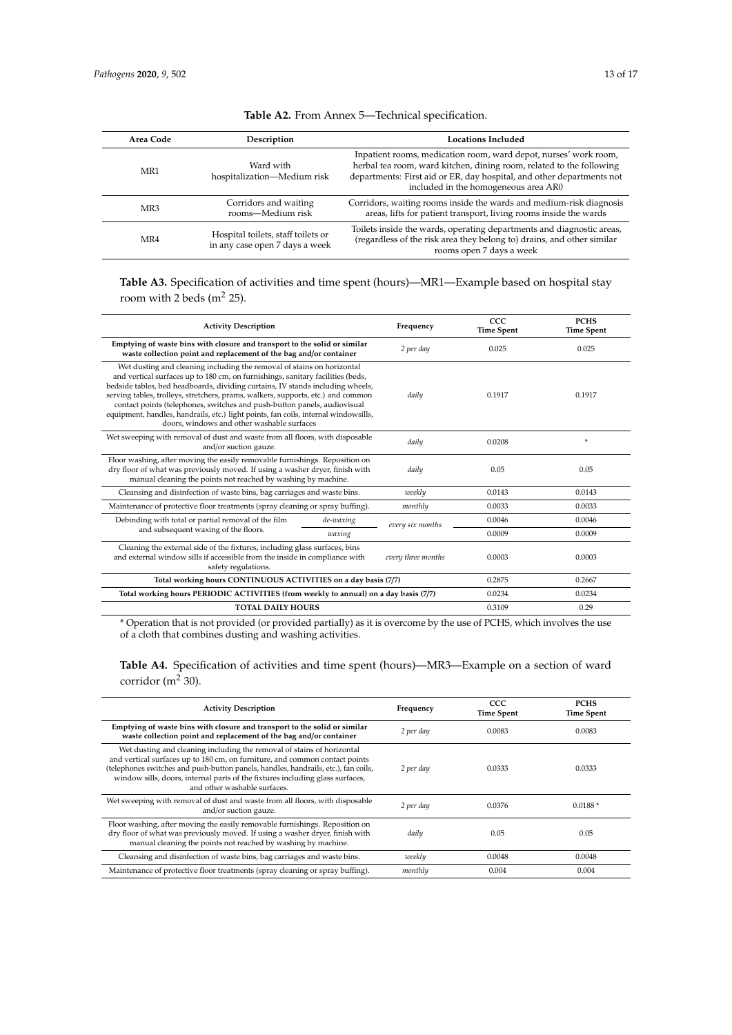**Table A2.** From Annex 5—Technical specification.

| Area Code | Description | Locations Included |
| --- | --- | --- |
| MR1 | Ward with hospitalization—Medium risk | Inpatient rooms, medication room, ward depot, nurses' work room, herbal tea room, ward kitchen, dining room, related to the following departments: First aid or ER, day hospital, and other departments not included in the homogeneous area AR0 |
| MR3 | Corridors and waiting rooms—Medium risk | Corridors, waiting rooms inside the wards and medium-risk diagnosis areas, lifts for patient transport, living rooms inside the wards |
| MR4 | Hospital toilets, staff toilets or in any case open 7 days a week | Toilets inside the wards, operating departments and diagnostic areas, (regardless of the risk area they belong to) drains, and other similar rooms open 7 days a week |

**Table A3.** Specification of activities and time spent (hours)—MR1—Example based on hospital stay room with 2 beds ($m^2$ 25).

| Activity Description | | Frequency | CCC Time Spent | PCHS Time Spent |
| --- | --- | --- | --- | --- |
| **Emptying of waste bins with closure and transport to the solid or similar waste collection point and replacement of the bag and/or container** | | *2 per day* | 0.025 | 0.025 |
| Wet dusting and cleaning including the removal of stains on horizontal and vertical surfaces up to 180 cm, on furnishings, sanitary facilities (beds, bedside tables, bed headboards, dividing curtains, IV stands including wheels, serving tables, trolleys, stretchers, prams, walkers, supports, etc.) and common contact points (telephones, switches and push-button panels, audiovisual equipment, handles, handrails, etc.) light points, fan coils, internal windowsills, doors, windows and other washable surfaces | | *daily* | 0.1917 | 0.1917 |
| Wet sweeping with removal of dust and waste from all floors, with disposable and/or suction gauze. | | *daily* | 0.0208 | * |
| Floor washing, after moving the easily removable furnishings. Reposition on dry floor of what was previously moved. If using a washer dryer, finish with manual cleaning the points not reached by washing by machine. | | *daily* | 0.05 | 0.05 |
| Cleansing and disinfection of waste bins, bag carriages and waste bins. | | *weekly* | 0.0143 | 0.0143 |
| Maintenance of protective floor treatments (spray cleaning or spray buffing). | | *monthly* | 0.0033 | 0.0033 |
| Debinding with total or partial removal of the film and subsequent waxing of the floors. | *de-waxing* | *every six months* | 0.0046 | 0.0046 |
| | *waxing* | | 0.0009 | 0.0009 |
| Cleaning the external side of the fixtures, including glass surfaces, bins and external window sills if accessible from the inside in compliance with safety regulations. | | *every three months* | 0.0003 | 0.0003 |
| **Total working hours CONTINUOUS ACTIVITIES on a day basis (7/7)** | | | 0.2875 | 0.2667 |
| **Total working hours PERIODIC ACTIVITIES (from weekly to annual) on a day basis (7/7)** | | | 0.0234 | 0.0234 |
| **TOTAL DAILY HOURS** | | | 0.3109 | 0.29 |

\* Operation that is not provided (or provided partially) as it is overcome by the use of PCHS, which involves the use of a cloth that combines dusting and washing activities.

**Table A4.** Specification of activities and time spent (hours)—MR3—Example on a section of ward corridor ($m^2$ 30).

| Activity Description | Frequency | CCC Time Spent | PCHS Time Spent |
| --- | --- | --- | --- |
| **Emptying of waste bins with closure and transport to the solid or similar waste collection point and replacement of the bag and/or container** | *2 per day* | 0.0083 | 0.0083 |
| Wet dusting and cleaning including the removal of stains of horizontal and vertical surfaces up to 180 cm, on furniture, and common contact points (telephones switches and push-button panels, handles, handrails, etc.), fan coils, window sills, doors, internal parts of the fixtures including glass surfaces, and other washable surfaces. | *2 per day* | 0.0333 | 0.0333 |
| Wet sweeping with removal of dust and waste from all floors, with disposable and/or suction gauze. | *2 per day* | 0.0376 | 0.0188 * |
| Floor washing, after moving the easily removable furnishings. Reposition on dry floor of what was previously moved. If using a washer dryer, finish with manual cleaning the points not reached by washing by machine. | *daily* | 0.05 | 0.05 |
| Cleansing and disinfection of waste bins, bag carriages and waste bins. | *weekly* | 0.0048 | 0.0048 |
| Maintenance of protective floor treatments (spray cleaning or spray buffing). | *monthly* | 0.004 | 0.004 |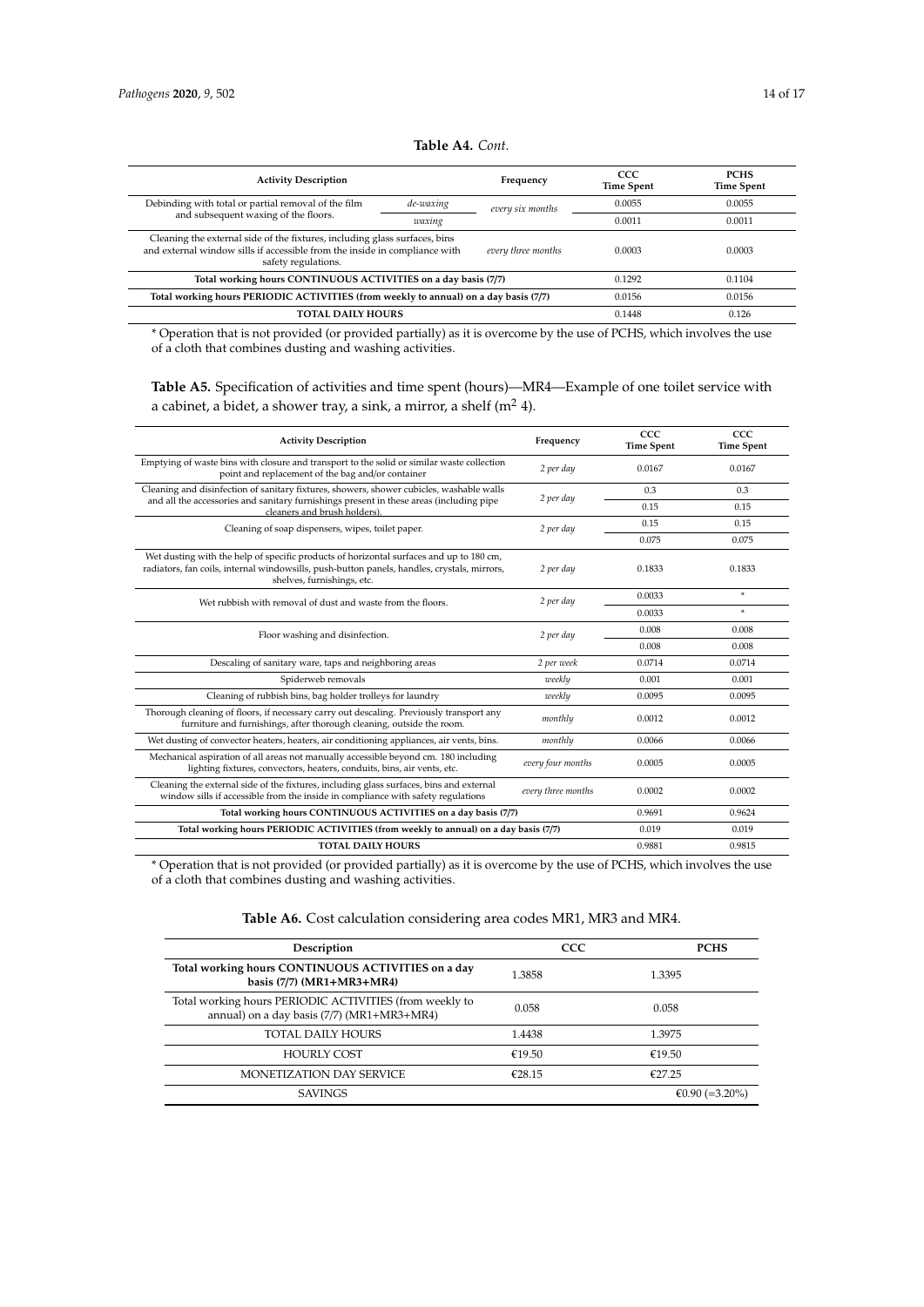**Table A4.** *Cont.*

| Activity Description | | Frequency | CCC Time Spent | PCHS Time Spent |
|---|---|---|---|---|
| Debinding with total or partial removal of the film and subsequent waxing of the floors. | *de-waxing* | *every six months* | 0.0055 | 0.0055 |
| | *waxing* | | 0.0011 | 0.0011 |
| Cleaning the external side of the fixtures, including glass surfaces, bins and external window sills if accessible from the inside in compliance with safety regulations. | | *every three months* | 0.0003 | 0.0003 |
| **Total working hours CONTINUOUS ACTIVITIES on a day basis (7/7)** | | | 0.1292 | 0.1104 |
| **Total working hours PERIODIC ACTIVITIES (from weekly to annual) on a day basis (7/7)** | | | 0.0156 | 0.0156 |
| **TOTAL DAILY HOURS** | | | 0.1448 | 0.126 |

* Operation that is not provided (or provided partially) as it is overcome by the use of PCHS, which involves the use of a cloth that combines dusting and washing activities.

**Table A5.** Specification of activities and time spent (hours)—MR4—Example of one toilet service with a cabinet, a bidet, a shower tray, a sink, a mirror, a shelf ($m^2$ 4).

| Activity Description | Frequency | CCC Time Spent | CCC Time Spent |
|---|---|---|---|
| Emptying of waste bins with closure and transport to the solid or similar waste collection point and replacement of the bag and/or container | *2 per day* | 0.0167 | 0.0167 |
| Cleaning and disinfection of sanitary fixtures, shower cubicles, washable walls and all the accessories and sanitary furnishings present in these areas (including pipe cleaners and brush holders). | *2 per day* | 0.3 | 0.3 |
| | | 0.15 | 0.15 |
| Cleaning of soap dispensers, wipes, toilet paper. | *2 per day* | 0.15 | 0.15 |
| | | 0.075 | 0.075 |
| Wet dusting with the help of specific products of horizontal surfaces and up to 180 cm, radiators, fan coils, internal windowsills, push-button panels, handles, crystals, mirrors, shelves, furnishings, etc. | *2 per day* | 0.1833 | 0.1833 |
| Wet rubbish with removal of dust and waste from the floors. | *2 per day* | 0.0033 | * |
| | | 0.0033 | * |
| Floor washing and disinfection. | *2 per day* | 0.008 | 0.008 |
| | | 0.008 | 0.008 |
| Descaling of sanitary ware, taps and neighboring areas | *2 per week* | 0.0714 | 0.0714 |
| Spiderweb removals | *weekly* | 0.001 | 0.001 |
| Cleaning of rubbish bins, bag holder trolleys for laundry | *weekly* | 0.0095 | 0.0095 |
| Thorough cleaning of floors, if necessary carry out descaling. Previously transport any furniture and furnishings, after thorough cleaning, outside the room. | *monthly* | 0.0012 | 0.0012 |
| Wet dusting of convector heaters, heaters, air conditioning appliances, air vents, bins. | *monthly* | 0.0066 | 0.0066 |
| Mechanical aspiration of all areas not manually accessible beyond cm. 180 including lighting fixtures, convectors, heaters, conduits, bins, air vents, etc. | *every four months* | 0.0005 | 0.0005 |
| Cleaning the external side of the fixtures, including glass surfaces, bins and external window sills if accessible from the inside in compliance with safety regulations | *every three months* | 0.0002 | 0.0002 |
| **Total working hours CONTINUOUS ACTIVITIES on a day basis (7/7)** | | 0.9691 | 0.9624 |
| **Total working hours PERIODIC ACTIVITIES (from weekly to annual) on a day basis (7/7)** | | 0.019 | 0.019 |
| **TOTAL DAILY HOURS** | | 0.9881 | 0.9815 |

* Operation that is not provided (or provided partially) as it is overcome by the use of PCHS, which involves the use of a cloth that combines dusting and washing activities.

**Table A6.** Cost calculation considering area codes MR1, MR3 and MR4.

| Description | CCC | PCHS |
|---|---|---|
| **Total working hours CONTINUOUS ACTIVITIES on a day basis (7/7) (MR1+MR3+MR4)** | 1.3858 | 1.3395 |
| Total working hours PERIODIC ACTIVITIES (from weekly to annual) on a day basis (7/7) (MR1+MR3+MR4) | 0.058 | 0.058 |
| TOTAL DAILY HOURS | 1.4438 | 1.3975 |
| HOURLY COST | €19.50 | €19.50 |
| MONETIZATION DAY SERVICE | €28.15 | €27.25 |
| SAVINGS | | €0.90 (=3.20%) |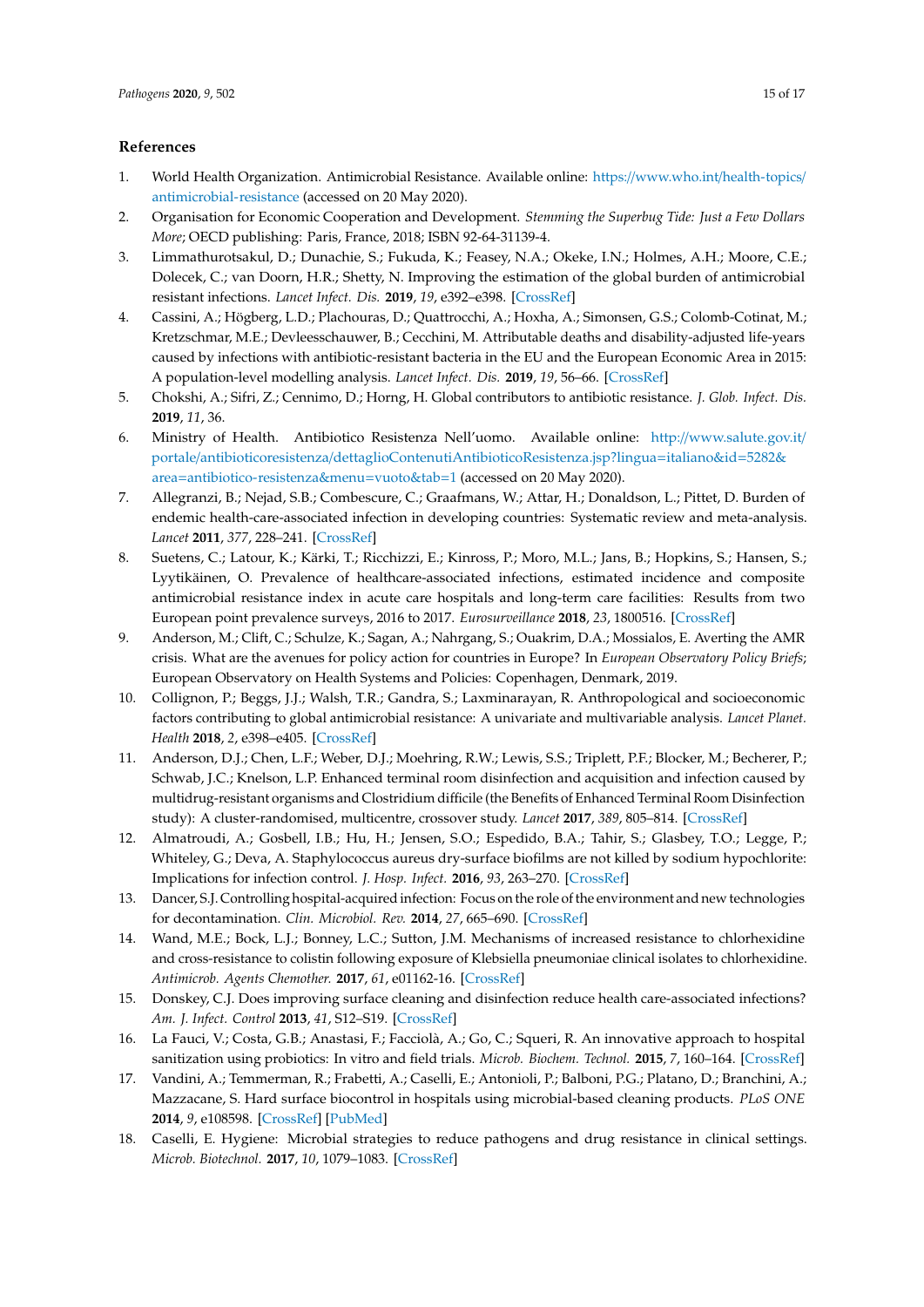## References

1. World Health Organization. Antimicrobial Resistance. Available online: https://www.who.int/health-topics/antimicrobial-resistance (accessed on 20 May 2020).
2. Organisation for Economic Cooperation and Development. *Stemming the Superbug Tide: Just a Few Dollars More*; OECD publishing: Paris, France, 2018; ISBN 92-64-31139-4.
3. Limmathurotsakul, D.; Dunachie, S.; Fukuda, K.; Feasey, N.A.; Okeke, I.N.; Holmes, A.H.; Moore, C.E.; Dolecek, C.; van Doorn, H.R.; Shetty, N. Improving the estimation of the global burden of antimicrobial resistant infections. *Lancet Infect. Dis.* **2019**, *19*, e392–e398. [CrossRef]
4. Cassini, A.; Högberg, L.D.; Plachouras, D.; Quattrocchi, A.; Hoxha, A.; Simonsen, G.S.; Colomb-Cotinat, M.; Kretzschmar, M.E.; Devleesschauwer, B.; Cecchini, M. Attributable deaths and disability-adjusted life-years caused by infections with antibiotic-resistant bacteria in the EU and the European Economic Area in 2015: A population-level modelling analysis. *Lancet Infect. Dis.* **2019**, *19*, 56–66. [CrossRef]
5. Chokshi, A.; Sifri, Z.; Cennimo, D.; Horng, H. Global contributors to antibiotic resistance. *J. Glob. Infect. Dis.* **2019**, *11*, 36.
6. Ministry of Health. Antibiotico Resistenza Nell'uomo. Available online: http://www.salute.gov.it/portale/antibioticoresistenza/dettaglioContenutiAntibioticoResistenza.jsp?lingua=italiano&id=5282&area=antibiotico-resistenza&menu=vuoto&tab=1 (accessed on 20 May 2020).
7. Allegranzi, B.; Nejad, S.B.; Combescure, C.; Graafmans, W.; Attar, H.; Donaldson, L.; Pittet, D. Burden of endemic health-care-associated infection in developing countries: Systematic review and meta-analysis. *Lancet* **2011**, *377*, 228–241. [CrossRef]
8. Suetens, C.; Latour, K.; Kärki, T.; Ricchizzi, E.; Kinross, P.; Moro, M.L.; Jans, B.; Hopkins, S.; Hansen, S.; Lyytikäinen, O. Prevalence of healthcare-associated infections, estimated incidence and composite antimicrobial resistance index in acute care hospitals and long-term care facilities: Results from two European point prevalence surveys, 2016 to 2017. *Eurosurveillance* **2018**, *23*, 1800516. [CrossRef]
9. Anderson, M.; Clift, C.; Schulze, K.; Sagan, A.; Nahrgang, S.; Ouakrim, D.A.; Mossialos, E. Averting the AMR crisis. What are the avenues for policy action for countries in Europe? In *European Observatory Policy Briefs*; European Observatory on Health Systems and Policies: Copenhagen, Denmark, 2019.
10. Collignon, P.; Beggs, J.J.; Walsh, T.R.; Gandra, S.; Laxminarayan, R. Anthropological and socioeconomic factors contributing to global antimicrobial resistance: A univariate and multivariable analysis. *Lancet Planet. Health* **2018**, *2*, e398–e405. [CrossRef]
11. Anderson, D.J.; Chen, L.F.; Weber, D.J.; Moehring, R.W.; Lewis, S.S.; Triplett, P.F.; Blocker, M.; Becherer, P.; Schwab, J.C.; Knelson, L.P. Enhanced terminal room disinfection and acquisition and infection caused by multidrug-resistant organisms and Clostridium difficile (the Benefits of Enhanced Terminal Room Disinfection study): A cluster-randomised, multicentre, crossover study. *Lancet* **2017**, *389*, 805–814. [CrossRef]
12. Almatroudi, A.; Gosbell, I.B.; Hu, H.; Jensen, S.O.; Espedido, B.A.; Tahir, S.; Glasbey, T.O.; Legge, P.; Whiteley, G.; Deva, A. Staphylococcus aureus dry-surface biofilms are not killed by sodium hypochlorite: Implications for infection control. *J. Hosp. Infect.* **2016**, *93*, 263–270. [CrossRef]
13. Dancer, S.J. Controlling hospital-acquired infection: Focus on the role of the environment and new technologies for decontamination. *Clin. Microbiol. Rev.* **2014**, *27*, 665–690. [CrossRef]
14. Wand, M.E.; Bock, L.J.; Bonney, L.C.; Sutton, J.M. Mechanisms of increased resistance to chlorhexidine and cross-resistance to colistin following exposure of Klebsiella pneumoniae clinical isolates to chlorhexidine. *Antimicrob. Agents Chemother.* **2017**, *61*, e01162-16. [CrossRef]
15. Donskey, C.J. Does improving surface cleaning and disinfection reduce health care-associated infections? *Am. J. Infect. Control* **2013**, *41*, S12–S19. [CrossRef]
16. La Fauci, V.; Costa, G.B.; Anastasi, F.; Facciolà, A.; Go, C.; Squeri, R. An innovative approach to hospital sanitization using probiotics: In vitro and field trials. *Microb. Biochem. Technol.* **2015**, *7*, 160–164. [CrossRef]
17. Vandini, A.; Temmerman, R.; Frabetti, A.; Caselli, E.; Antonioli, P.; Balboni, P.G.; Platano, D.; Branchini, A.; Mazzacane, S. Hard surface biocontrol in hospitals using microbial-based cleaning products. *PLoS ONE* **2014**, *9*, e108598. [CrossRef] [PubMed]
18. Caselli, E. Hygiene: Microbial strategies to reduce pathogens and drug resistance in clinical settings. *Microb. Biotechnol.* **2017**, *10*, 1079–1083. [CrossRef]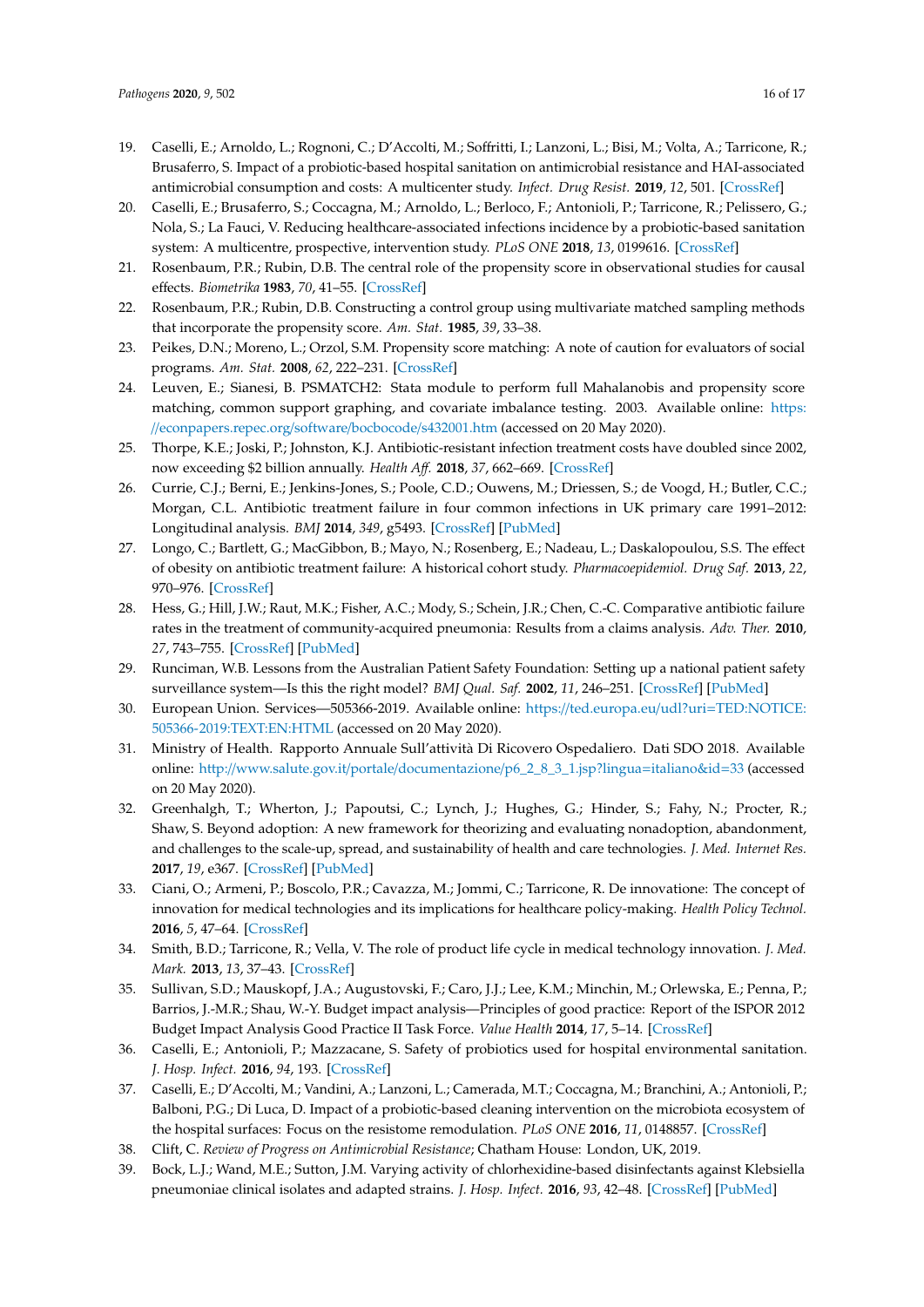19. Caselli, E.; Arnoldo, L.; Rognoni, C.; D'Accolti, M.; Soffritti, I.; Lanzoni, L.; Bisi, M.; Volta, A.; Tarricone, R.; Brusaferro, S. Impact of a probiotic-based hospital sanitation on antimicrobial resistance and HAI-associated antimicrobial consumption and costs: A multicenter study. *Infect. Drug Resist.* **2019**, *12*, 501. [CrossRef]
20. Caselli, E.; Brusaferro, S.; Coccagna, M.; Arnoldo, L.; Berloco, F.; Antonioli, P.; Tarricone, R.; Pelissero, G.; Nola, S.; La Fauci, V. Reducing healthcare-associated infections incidence by a probiotic-based sanitation system: A multicentre, prospective, intervention study. *PLoS ONE* **2018**, *13*, 0199616. [CrossRef]
21. Rosenbaum, P.R.; Rubin, D.B. The central role of the propensity score in observational studies for causal effects. *Biometrika* **1983**, *70*, 41–55. [CrossRef]
22. Rosenbaum, P.R.; Rubin, D.B. Constructing a control group using multivariate matched sampling methods that incorporate the propensity score. *Am. Stat.* **1985**, *39*, 33–38.
23. Peikes, D.N.; Moreno, L.; Orzol, S.M. Propensity score matching: A note of caution for evaluators of social programs. *Am. Stat.* **2008**, *62*, 222–231. [CrossRef]
24. Leuven, E.; Sianesi, B. PSMATCH2: Stata module to perform full Mahalanobis and propensity score matching, common support graphing, and covariate imbalance testing. 2003. Available online: https://econpapers.repec.org/software/bocbocode/s432001.htm (accessed on 20 May 2020).
25. Thorpe, K.E.; Joski, P.; Johnston, K.J. Antibiotic-resistant infection treatment costs have doubled since 2002, now exceeding $2 billion annually. *Health Aff.* **2018**, *37*, 662–669. [CrossRef]
26. Currie, C.J.; Berni, E.; Jenkins-Jones, S.; Poole, C.D.; Ouwens, M.; Driessen, S.; de Voogd, H.; Butler, C.C.; Morgan, C.L. Antibiotic treatment failure in four common infections in UK primary care 1991–2012: Longitudinal analysis. *BMJ* **2014**, *349*, g5493. [CrossRef] [PubMed]
27. Longo, C.; Bartlett, G.; MacGibbon, B.; Mayo, N.; Rosenberg, E.; Nadeau, L.; Daskalopoulou, S.S. The effect of obesity on antibiotic treatment failure: A historical cohort study. *Pharmacoepidemiol. Drug Saf.* **2013**, *22*, 970–976. [CrossRef]
28. Hess, G.; Hill, J.W.; Raut, M.K.; Fisher, A.C.; Mody, S.; Schein, J.R.; Chen, C.-C. Comparative antibiotic failure rates in the treatment of community-acquired pneumonia: Results from a claims analysis. *Adv. Ther.* **2010**, *27*, 743–755. [CrossRef] [PubMed]
29. Runciman, W.B. Lessons from the Australian Patient Safety Foundation: Setting up a national patient safety surveillance system—Is this the right model? *BMJ Qual. Saf.* **2002**, *11*, 246–251. [CrossRef] [PubMed]
30. European Union. Services—505366-2019. Available online: https://ted.europa.eu/udl?uri=TED:NOTICE:505366-2019:TEXT:EN:HTML (accessed on 20 May 2020).
31. Ministry of Health. Rapporto Annuale Sull'attività Di Ricovero Ospedaliero. Dati SDO 2018. Available online: http://www.salute.gov.it/portale/documentazione/p6_2_8_3_1.jsp?lingua=italiano&id=33 (accessed on 20 May 2020).
32. Greenhalgh, T.; Wherton, J.; Papoutsi, C.; Lynch, J.; Hughes, G.; Hinder, S.; Fahy, N.; Procter, R.; Shaw, S. Beyond adoption: A new framework for theorizing and evaluating nonadoption, abandonment, and challenges to the scale-up, spread, and sustainability of health and care technologies. *J. Med. Internet Res.* **2017**, *19*, e367. [CrossRef] [PubMed]
33. Ciani, O.; Armeni, P.; Boscolo, P.R.; Cavazza, M.; Jommi, C.; Tarricone, R. De innovatione: The concept of innovation for medical technologies and its implications for healthcare policy-making. *Health Policy Technol.* **2016**, *5*, 47–64. [CrossRef]
34. Smith, B.D.; Tarricone, R.; Vella, V. The role of product life cycle in medical technology innovation. *J. Med. Mark.* **2013**, *13*, 37–43. [CrossRef]
35. Sullivan, S.D.; Mauskopf, J.A.; Augustovski, F.; Caro, J.J.; Lee, K.M.; Minchin, M.; Orlewska, E.; Penna, P.; Barrios, J.-M.R.; Shau, W.-Y. Budget impact analysis—Principles of good practice: Report of the ISPOR 2012 Budget Impact Analysis Good Practice II Task Force. *Value Health* **2014**, *17*, 5–14. [CrossRef]
36. Caselli, E.; Antonioli, P.; Mazzacane, S. Safety of probiotics used for hospital environmental sanitation. *J. Hosp. Infect.* **2016**, *94*, 193. [CrossRef]
37. Caselli, E.; D'Accolti, M.; Vandini, A.; Lanzoni, L.; Camerada, M.T.; Coccagna, M.; Branchini, A.; Antonioli, P.; Balboni, P.G.; Di Luca, D. Impact of a probiotic-based cleaning intervention on the microbiota ecosystem of the hospital surfaces: Focus on the resistome remodulation. *PLoS ONE* **2016**, *11*, 0148857. [CrossRef]
38. Clift, C. *Review of Progress on Antimicrobial Resistance*; Chatham House: London, UK, 2019.
39. Bock, L.J.; Wand, M.E.; Sutton, J.M. Varying activity of chlorhexidine-based disinfectants against Klebsiella pneumoniae clinical isolates and adapted strains. *J. Hosp. Infect.* **2016**, *93*, 42–48. [CrossRef] [PubMed]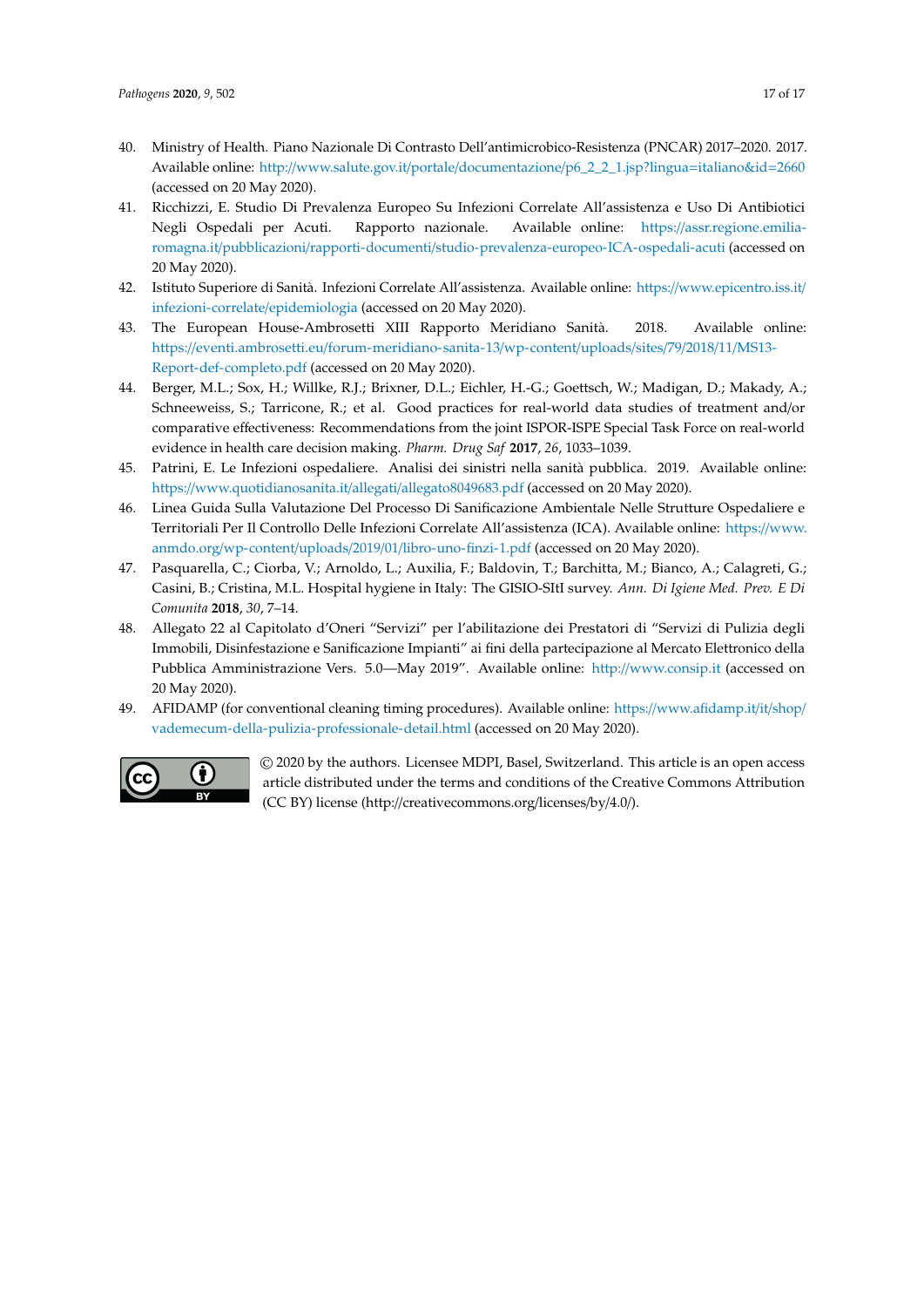40. Ministry of Health. Piano Nazionale Di Contrasto Dell'antimicrobico-Resistenza (PNCAR) 2017–2020. 2017. Available online: http://www.salute.gov.it/portale/documentazione/p6_2_2_1.jsp?lingua=italiano&id=2660 (accessed on 20 May 2020).
41. Ricchizzi, E. Studio Di Prevalenza Europeo Su Infezioni Correlate All'assistenza e Uso Di Antibiotici Negli Ospedali per Acuti. Rapporto nazionale. Available online: https://assr.regione.emilia-romagna.it/pubblicazioni/rapporti-documenti/studio-prevalenza-europeo-ICA-ospedali-acuti (accessed on 20 May 2020).
42. Istituto Superiore di Sanità. Infezioni Correlate All'assistenza. Available online: https://www.epicentro.iss.it/infezioni-correlate/epidemiologia (accessed on 20 May 2020).
43. The European House-Ambrosetti XIII Rapporto Meridiano Sanità. 2018. Available online: https://eventi.ambrosetti.eu/forum-meridiano-sanita-13/wp-content/uploads/sites/79/2018/11/MS13-Report-def-completo.pdf (accessed on 20 May 2020).
44. Berger, M.L.; Sox, H.; Willke, R.J.; Brixner, D.L.; Eichler, H.-G.; Goettsch, W.; Madigan, D.; Makady, A.; Schneeweiss, S.; Tarricone, R.; et al. Good practices for real-world data studies of treatment and/or comparative effectiveness: Recommendations from the joint ISPOR-ISPE Special Task Force on real-world evidence in health care decision making. *Pharm. Drug Saf* **2017**, *26*, 1033–1039.
45. Patrini, E. Le Infezioni ospedaliere. Analisi dei sinistri nella sanità pubblica. 2019. Available online: https://www.quotidianosanita.it/allegati/allegato8049683.pdf (accessed on 20 May 2020).
46. Linea Guida Sulla Valutazione Del Processo Di Sanificazione Ambientale Nelle Strutture Ospedaliere e Territoriali Per Il Controllo Delle Infezioni Correlate All'assistenza (ICA). Available online: https://www.anmdo.org/wp-content/uploads/2019/01/libro-uno-finzi-1.pdf (accessed on 20 May 2020).
47. Pasquarella, C.; Ciorba, V.; Arnoldo, L.; Auxilia, F.; Baldovin, T.; Barchitta, M.; Bianco, A.; Calagreti, G.; Casini, B.; Cristina, M.L. Hospital hygiene in Italy: The GISIO-SItI survey. *Ann. Di Igiene Med. Prev. E Di Comunita* **2018**, *30*, 7–14.
48. Allegato 22 al Capitolato d'Oneri "Servizi" per l'abilitazione dei Prestatori di "Servizi di Pulizia degli Immobili, Disinfestazione e Sanificazione Impianti" ai fini della partecipazione al Mercato Elettronico della Pubblica Amministrazione Vers. 5.0—May 2019". Available online: http://www.consip.it (accessed on 20 May 2020).
49. AFIDAMP (for conventional cleaning timing procedures). Available online: https://www.afidamp.it/it/shop/vademecum-della-pulizia-professionale-detail.html (accessed on 20 May 2020).

© 2020 by the authors. Licensee MDPI, Basel, Switzerland. This article is an open access article distributed under the terms and conditions of the Creative Commons Attribution (CC BY) license (http://creativecommons.org/licenses/by/4.0/).